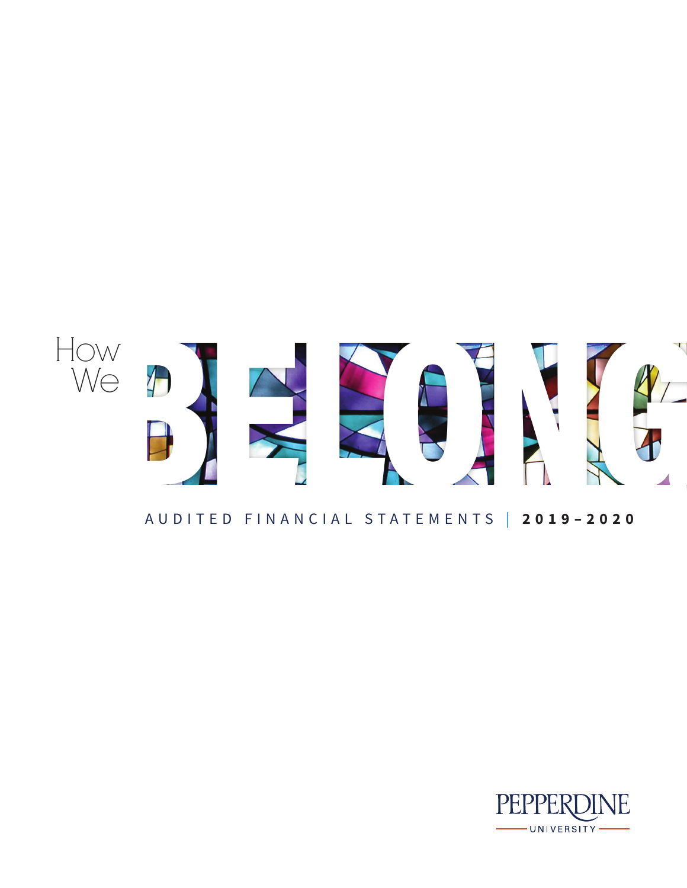# How We BELONG

AUDITED FINANCIAL STATEMENTS | **2019–2020**

PEPPERDINE UNIVERSITY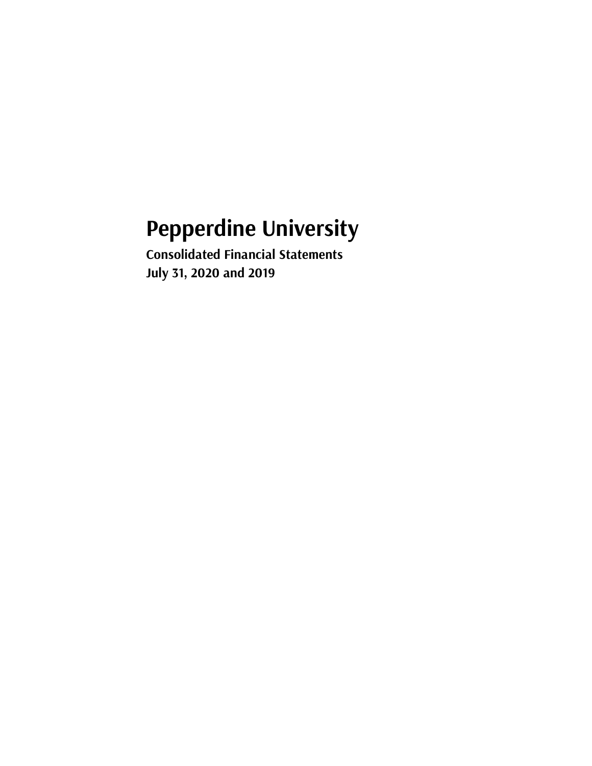# Pepperdine University

**Consolidated Financial Statements**
**July 31, 2020 and 2019**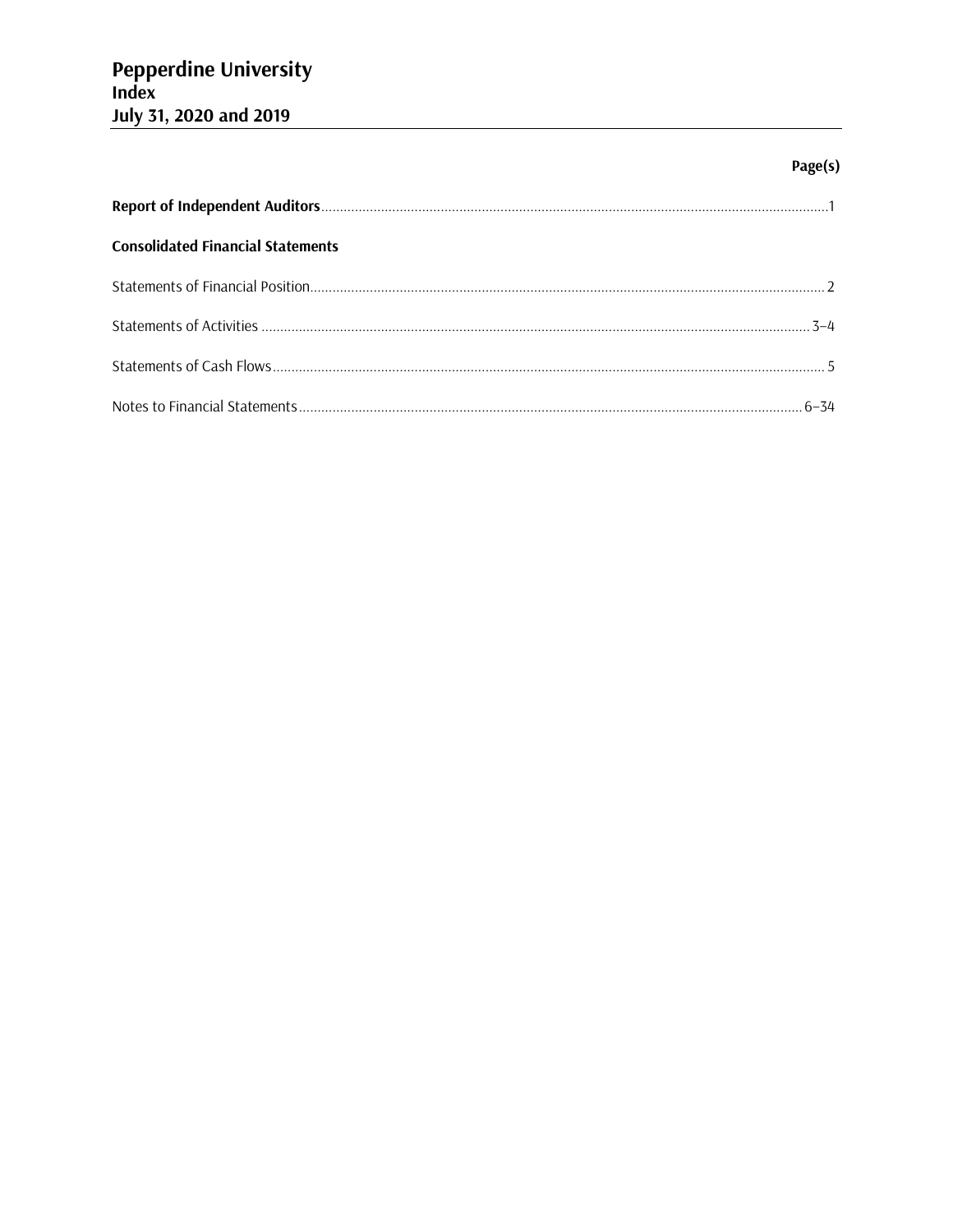# Pepperdine University
## Index
## July 31, 2020 and 2019

| | Page(s) |
|---|---|
| **Report of Independent Auditors** | 1 |
| **Consolidated Financial Statements** | |
| Statements of Financial Position | 2 |
| Statements of Activities | 3–4 |
| Statements of Cash Flows | 5 |
| Notes to Financial Statements | 6–34 |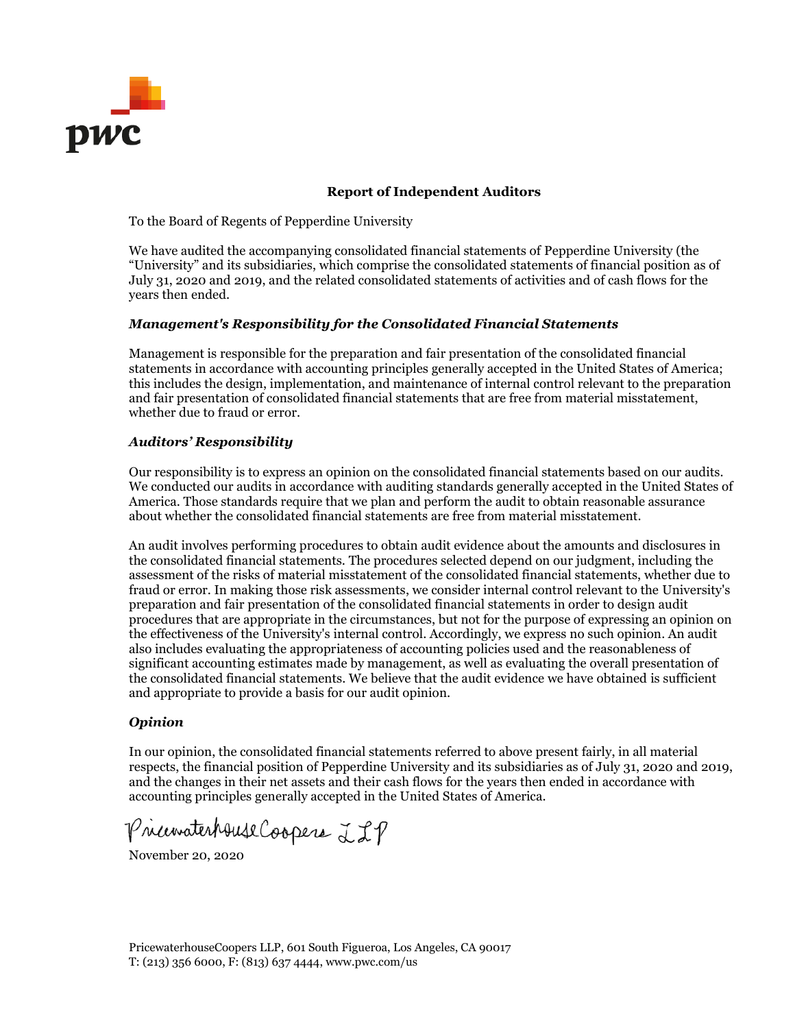# Report of Independent Auditors

To the Board of Regents of Pepperdine University

We have audited the accompanying consolidated financial statements of Pepperdine University (the "University" and its subsidiaries, which comprise the consolidated statements of financial position as of July 31, 2020 and 2019, and the related consolidated statements of activities and of cash flows for the years then ended.

### *Management's Responsibility for the Consolidated Financial Statements*

Management is responsible for the preparation and fair presentation of the consolidated financial statements in accordance with accounting principles generally accepted in the United States of America; this includes the design, implementation, and maintenance of internal control relevant to the preparation and fair presentation of consolidated financial statements that are free from material misstatement, whether due to fraud or error.

### *Auditors' Responsibility*

Our responsibility is to express an opinion on the consolidated financial statements based on our audits. We conducted our audits in accordance with auditing standards generally accepted in the United States of America. Those standards require that we plan and perform the audit to obtain reasonable assurance about whether the consolidated financial statements are free from material misstatement.

An audit involves performing procedures to obtain audit evidence about the amounts and disclosures in the consolidated financial statements. The procedures selected depend on our judgment, including the assessment of the risks of material misstatement of the consolidated financial statements, whether due to fraud or error. In making those risk assessments, we consider internal control relevant to the University's preparation and fair presentation of the consolidated financial statements in order to design audit procedures that are appropriate in the circumstances, but not for the purpose of expressing an opinion on the effectiveness of the University's internal control. Accordingly, we express no such opinion. An audit also includes evaluating the appropriateness of accounting policies used and the reasonableness of significant accounting estimates made by management, as well as evaluating the overall presentation of the consolidated financial statements. We believe that the audit evidence we have obtained is sufficient and appropriate to provide a basis for our audit opinion.

### *Opinion*

In our opinion, the consolidated financial statements referred to above present fairly, in all material respects, the financial position of Pepperdine University and its subsidiaries as of July 31, 2020 and 2019, and the changes in their net assets and their cash flows for the years then ended in accordance with accounting principles generally accepted in the United States of America.

PricewaterhouseCoopers LLP

November 20, 2020

PricewaterhouseCoopers LLP, 601 South Figueroa, Los Angeles, CA 90017
T: (213) 356 6000, F: (813) 637 4444, www.pwc.com/us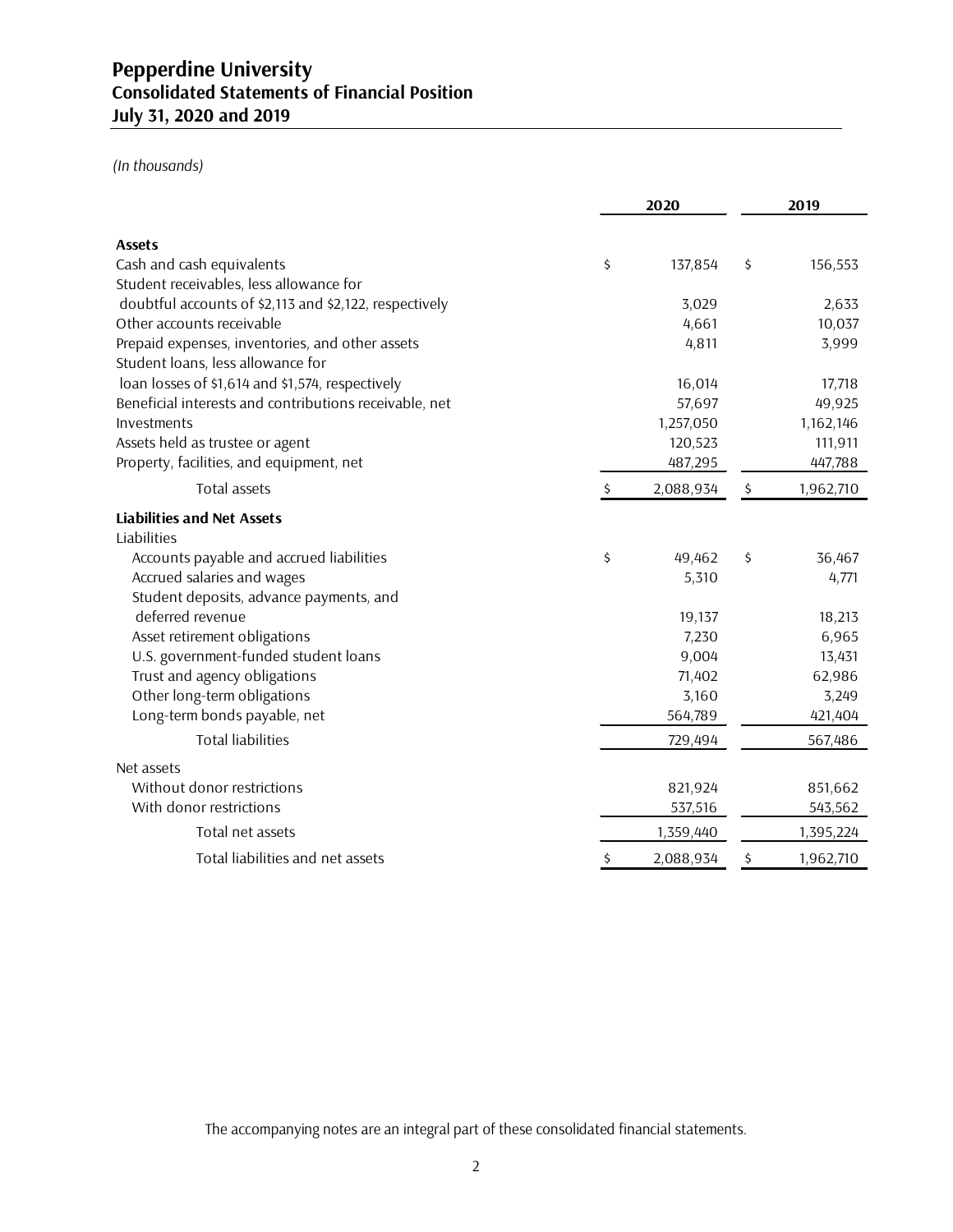# Pepperdine University
## Consolidated Statements of Financial Position
## July 31, 2020 and 2019

*(In thousands)*

| | 2020 | 2019 |
|---|---|---|
| **Assets** | | |
| Cash and cash equivalents | $ 137,854 | $ 156,553 |
| Student receivables, less allowance for doubtful accounts of $2,113 and $2,122, respectively | 3,029 | 2,633 |
| Other accounts receivable | 4,661 | 10,037 |
| Prepaid expenses, inventories, and other assets | 4,811 | 3,999 |
| Student loans, less allowance for loan losses of $1,614 and $1,574, respectively | 16,014 | 17,718 |
| Beneficial interests and contributions receivable, net | 57,697 | 49,925 |
| Investments | 1,257,050 | 1,162,146 |
| Assets held as trustee or agent | 120,523 | 111,911 |
| Property, facilities, and equipment, net | 487,295 | 447,788 |
| Total assets | $ 2,088,934 | $ 1,962,710 |
| **Liabilities and Net Assets** | | |
| Liabilities | | |
| Accounts payable and accrued liabilities | $ 49,462 | $ 36,467 |
| Accrued salaries and wages | 5,310 | 4,771 |
| Student deposits, advance payments, and deferred revenue | 19,137 | 18,213 |
| Asset retirement obligations | 7,230 | 6,965 |
| U.S. government-funded student loans | 9,004 | 13,431 |
| Trust and agency obligations | 71,402 | 62,986 |
| Other long-term obligations | 3,160 | 3,249 |
| Long-term bonds payable, net | 564,789 | 421,404 |
| Total liabilities | 729,494 | 567,486 |
| Net assets | | |
| Without donor restrictions | 821,924 | 851,662 |
| With donor restrictions | 537,516 | 543,562 |
| Total net assets | 1,359,440 | 1,395,224 |
| Total liabilities and net assets | $ 2,088,934 | $ 1,962,710 |

The accompanying notes are an integral part of these consolidated financial statements.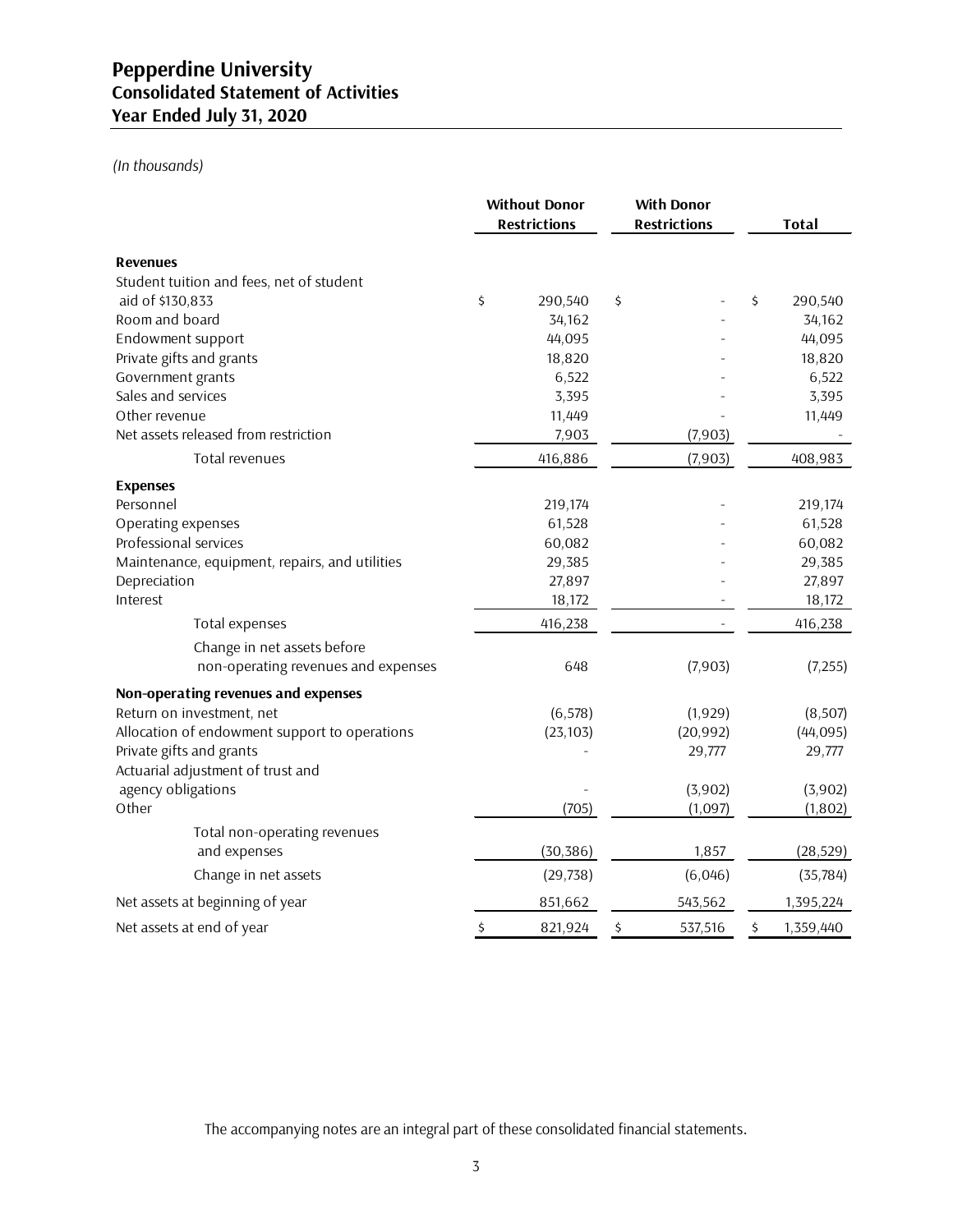# Pepperdine University
## Consolidated Statement of Activities
## Year Ended July 31, 2020

*(In thousands)*

| | Without Donor Restrictions | With Donor Restrictions | Total |
|---|---|---|---|
| **Revenues** | | | |
| Student tuition and fees, net of student aid of $130,833 | $ 290,540 | $ - | $ 290,540 |
| Room and board | 34,162 | - | 34,162 |
| Endowment support | 44,095 | - | 44,095 |
| Private gifts and grants | 18,820 | - | 18,820 |
| Government grants | 6,522 | - | 6,522 |
| Sales and services | 3,395 | - | 3,395 |
| Other revenue | 11,449 | - | 11,449 |
| Net assets released from restriction | 7,903 | (7,903) | - |
| Total revenues | 416,886 | (7,903) | 408,983 |
| **Expenses** | | | |
| Personnel | 219,174 | - | 219,174 |
| Operating expenses | 61,528 | - | 61,528 |
| Professional services | 60,082 | - | 60,082 |
| Maintenance, equipment, repairs, and utilities | 29,385 | - | 29,385 |
| Depreciation | 27,897 | - | 27,897 |
| Interest | 18,172 | - | 18,172 |
| Total expenses | 416,238 | - | 416,238 |
| Change in net assets before non-operating revenues and expenses | 648 | (7,903) | (7,255) |
| **Non-operating revenues and expenses** | | | |
| Return on investment, net | (6,578) | (1,929) | (8,507) |
| Allocation of endowment support to operations | (23,103) | (20,992) | (44,095) |
| Private gifts and grants | - | 29,777 | 29,777 |
| Actuarial adjustment of trust and agency obligations | - | (3,902) | (3,902) |
| Other | (705) | (1,097) | (1,802) |
| Total non-operating revenues and expenses | (30,386) | 1,857 | (28,529) |
| Change in net assets | (29,738) | (6,046) | (35,784) |
| Net assets at beginning of year | 851,662 | 543,562 | 1,395,224 |
| Net assets at end of year | $ 821,924 | $ 537,516 | $ 1,359,440 |

The accompanying notes are an integral part of these consolidated financial statements.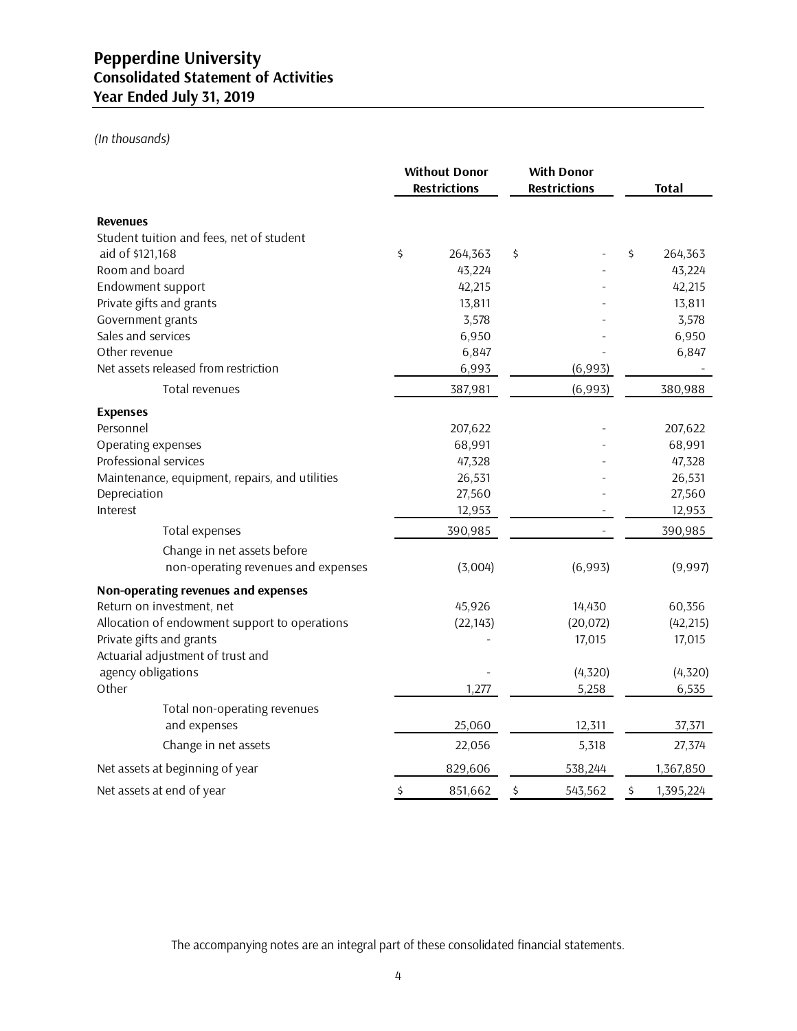# Pepperdine University
## Consolidated Statement of Activities
## Year Ended July 31, 2019

*(In thousands)*

| | Without Donor Restrictions | With Donor Restrictions | Total |
|---|---|---|---|
| **Revenues** | | | |
| Student tuition and fees, net of student aid of $121,168 | $ 264,363 | $ - | $ 264,363 |
| Room and board | 43,224 | - | 43,224 |
| Endowment support | 42,215 | - | 42,215 |
| Private gifts and grants | 13,811 | - | 13,811 |
| Government grants | 3,578 | - | 3,578 |
| Sales and services | 6,950 | - | 6,950 |
| Other revenue | 6,847 | - | 6,847 |
| Net assets released from restriction | 6,993 | (6,993) | - |
| Total revenues | 387,981 | (6,993) | 380,988 |
| **Expenses** | | | |
| Personnel | 207,622 | - | 207,622 |
| Operating expenses | 68,991 | - | 68,991 |
| Professional services | 47,328 | - | 47,328 |
| Maintenance, equipment, repairs, and utilities | 26,531 | - | 26,531 |
| Depreciation | 27,560 | - | 27,560 |
| Interest | 12,953 | - | 12,953 |
| Total expenses | 390,985 | - | 390,985 |
| Change in net assets before non-operating revenues and expenses | (3,004) | (6,993) | (9,997) |
| **Non-operating revenues and expenses** | | | |
| Return on investment, net | 45,926 | 14,430 | 60,356 |
| Allocation of endowment support to operations | (22,143) | (20,072) | (42,215) |
| Private gifts and grants | - | 17,015 | 17,015 |
| Actuarial adjustment of trust and agency obligations | - | (4,320) | (4,320) |
| Other | 1,277 | 5,258 | 6,535 |
| Total non-operating revenues and expenses | 25,060 | 12,311 | 37,371 |
| Change in net assets | 22,056 | 5,318 | 27,374 |
| Net assets at beginning of year | 829,606 | 538,244 | 1,367,850 |
| Net assets at end of year | $ 851,662 | $ 543,562 | $ 1,395,224 |

The accompanying notes are an integral part of these consolidated financial statements.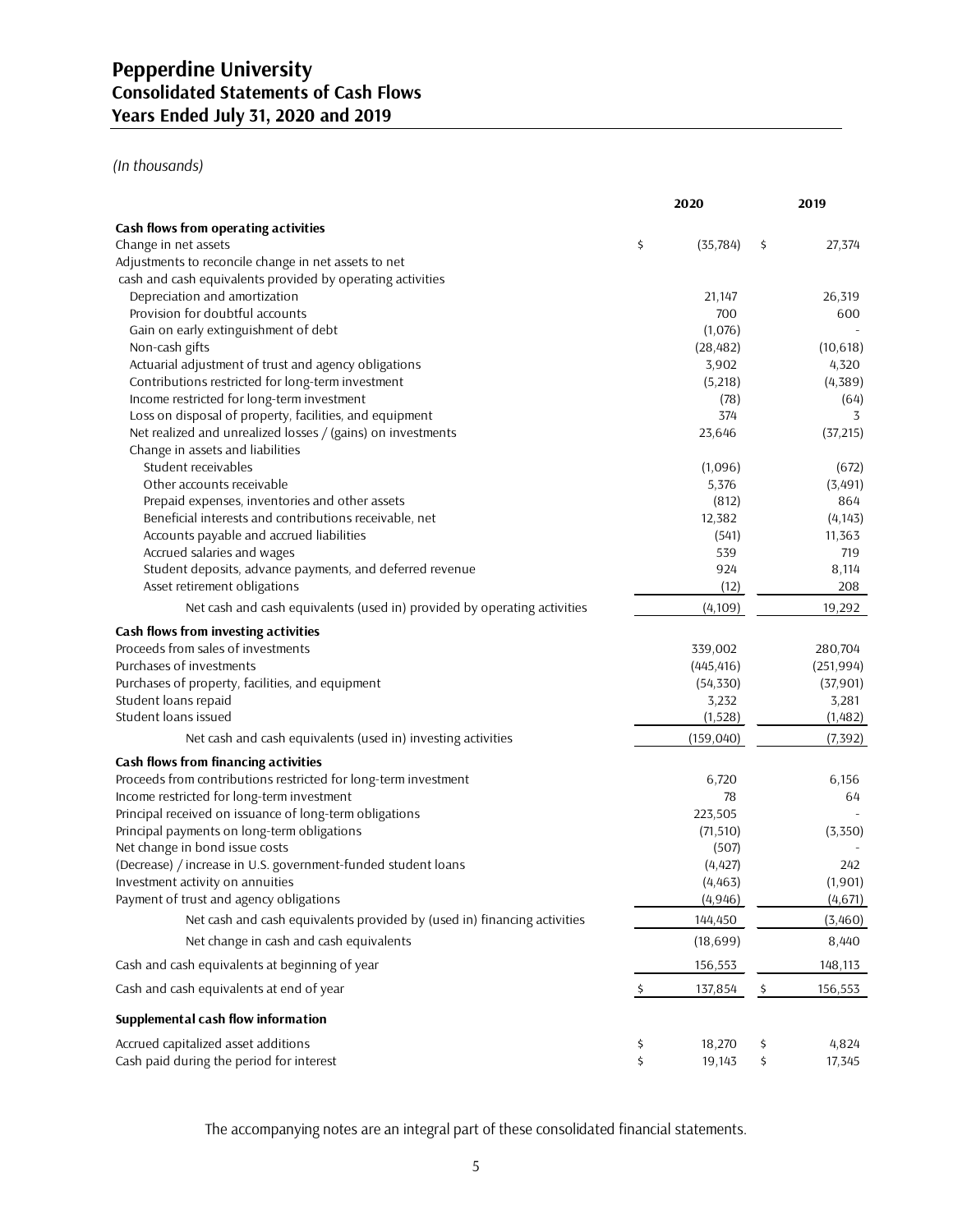# Pepperdine University
## Consolidated Statements of Cash Flows
## Years Ended July 31, 2020 and 2019

*(In thousands)*

| | 2020 | 2019 |
|---|---|---|
| **Cash flows from operating activities** | | |
| Change in net assets | $ (35,784) | $ 27,374 |
| Adjustments to reconcile change in net assets to net cash and cash equivalents provided by operating activities | | |
| Depreciation and amortization | 21,147 | 26,319 |
| Provision for doubtful accounts | 700 | 600 |
| Gain on early extinguishment of debt | (1,076) | - |
| Non-cash gifts | (28,482) | (10,618) |
| Actuarial adjustment of trust and agency obligations | 3,902 | 4,320 |
| Contributions restricted for long-term investment | (5,218) | (4,389) |
| Income restricted for long-term investment | (78) | (64) |
| Loss on disposal of property, facilities, and equipment | 374 | 3 |
| Net realized and unrealized losses / (gains) on investments | 23,646 | (37,215) |
| Change in assets and liabilities | | |
| Student receivables | (1,096) | (672) |
| Other accounts receivable | 5,376 | (3,491) |
| Prepaid expenses, inventories and other assets | (812) | 864 |
| Beneficial interests and contributions receivable, net | 12,382 | (4,143) |
| Accounts payable and accrued liabilities | (541) | 11,363 |
| Accrued salaries and wages | 539 | 719 |
| Student deposits, advance payments, and deferred revenue | 924 | 8,114 |
| Asset retirement obligations | (12) | 208 |
| Net cash and cash equivalents (used in) provided by operating activities | (4,109) | 19,292 |
| **Cash flows from investing activities** | | |
| Proceeds from sales of investments | 339,002 | 280,704 |
| Purchases of investments | (445,416) | (251,994) |
| Purchases of property, facilities, and equipment | (54,330) | (37,901) |
| Student loans repaid | 3,232 | 3,281 |
| Student loans issued | (1,528) | (1,482) |
| Net cash and cash equivalents (used in) investing activities | (159,040) | (7,392) |
| **Cash flows from financing activities** | | |
| Proceeds from contributions restricted for long-term investment | 6,720 | 6,156 |
| Income restricted for long-term investment | 78 | 64 |
| Principal received on issuance of long-term obligations | 223,505 | - |
| Principal payments on long-term obligations | (71,510) | (3,350) |
| Net change in bond issue costs | (507) | - |
| (Decrease) / increase in U.S. government-funded student loans | (4,427) | 242 |
| Investment activity on annuities | (4,463) | (1,901) |
| Payment of trust and agency obligations | (4,946) | (4,671) |
| Net cash and cash equivalents provided by (used in) financing activities | 144,450 | (3,460) |
| Net change in cash and cash equivalents | (18,699) | 8,440 |
| Cash and cash equivalents at beginning of year | 156,553 | 148,113 |
| Cash and cash equivalents at end of year | $ 137,854 | $ 156,553 |
| **Supplemental cash flow information** | | |
| Accrued capitalized asset additions | $ 18,270 | $ 4,824 |
| Cash paid during the period for interest | $ 19,143 | $ 17,345 |

The accompanying notes are an integral part of these consolidated financial statements.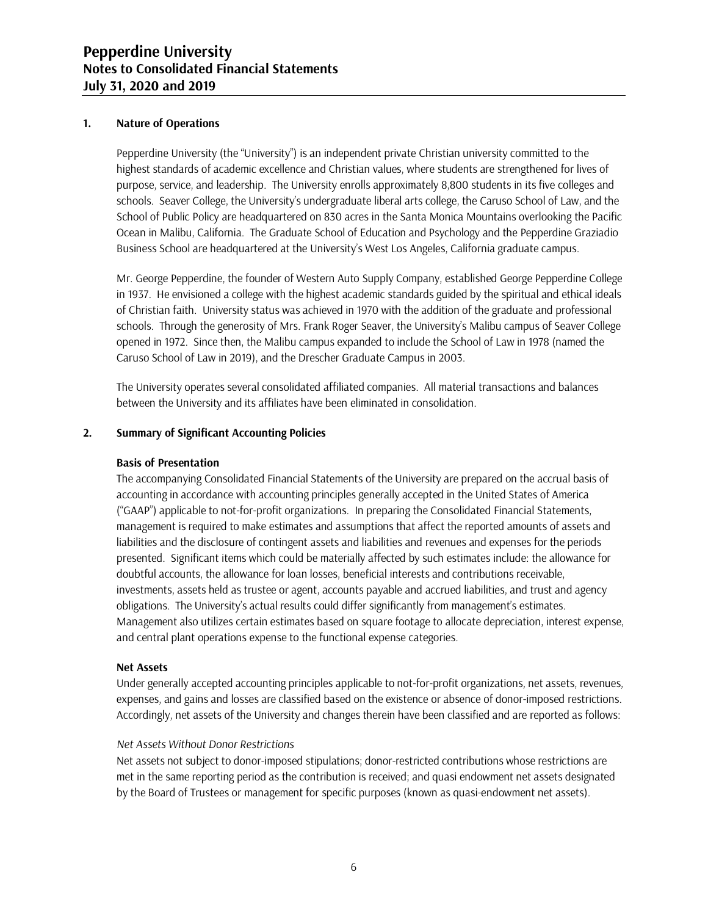## 1. Nature of Operations

Pepperdine University (the "University") is an independent private Christian university committed to the highest standards of academic excellence and Christian values, where students are strengthened for lives of purpose, service, and leadership. The University enrolls approximately 8,800 students in its five colleges and schools. Seaver College, the University's undergraduate liberal arts college, the Caruso School of Law, and the School of Public Policy are headquartered on 830 acres in the Santa Monica Mountains overlooking the Pacific Ocean in Malibu, California. The Graduate School of Education and Psychology and the Pepperdine Graziadio Business School are headquartered at the University's West Los Angeles, California graduate campus.

Mr. George Pepperdine, the founder of Western Auto Supply Company, established George Pepperdine College in 1937. He envisioned a college with the highest academic standards guided by the spiritual and ethical ideals of Christian faith. University status was achieved in 1970 with the addition of the graduate and professional schools. Through the generosity of Mrs. Frank Roger Seaver, the University's Malibu campus of Seaver College opened in 1972. Since then, the Malibu campus expanded to include the School of Law in 1978 (named the Caruso School of Law in 2019), and the Drescher Graduate Campus in 2003.

The University operates several consolidated affiliated companies. All material transactions and balances between the University and its affiliates have been eliminated in consolidation.

## 2. Summary of Significant Accounting Policies

### Basis of Presentation

The accompanying Consolidated Financial Statements of the University are prepared on the accrual basis of accounting in accordance with accounting principles generally accepted in the United States of America ("GAAP") applicable to not-for-profit organizations. In preparing the Consolidated Financial Statements, management is required to make estimates and assumptions that affect the reported amounts of assets and liabilities and the disclosure of contingent assets and liabilities and revenues and expenses for the periods presented. Significant items which could be materially affected by such estimates include: the allowance for doubtful accounts, the allowance for loan losses, beneficial interests and contributions receivable, investments, assets held as trustee or agent, accounts payable and accrued liabilities, and trust and agency obligations. The University's actual results could differ significantly from management's estimates. Management also utilizes certain estimates based on square footage to allocate depreciation, interest expense, and central plant operations expense to the functional expense categories.

### Net Assets

Under generally accepted accounting principles applicable to not-for-profit organizations, net assets, revenues, expenses, and gains and losses are classified based on the existence or absence of donor-imposed restrictions. Accordingly, net assets of the University and changes therein have been classified and are reported as follows:

*Net Assets Without Donor Restrictions*

Net assets not subject to donor-imposed stipulations; donor-restricted contributions whose restrictions are met in the same reporting period as the contribution is received; and quasi endowment net assets designated by the Board of Trustees or management for specific purposes (known as quasi-endowment net assets).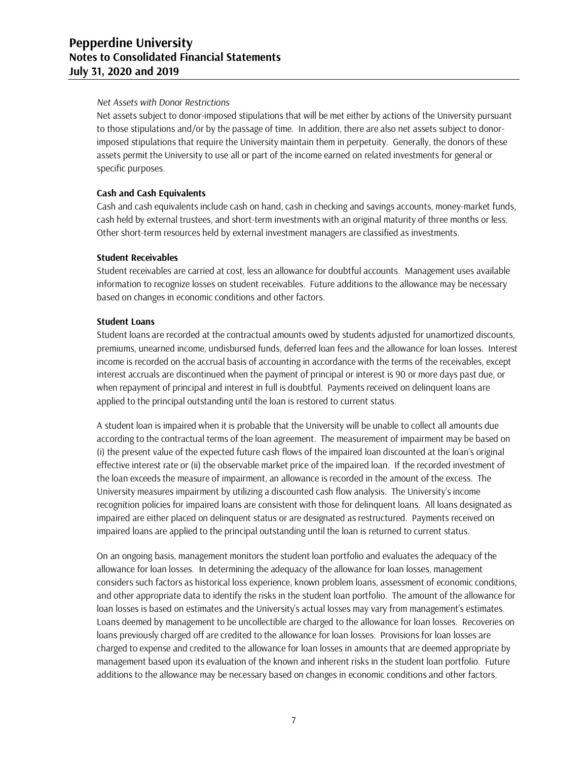*Net Assets with Donor Restrictions*
Net assets subject to donor-imposed stipulations that will be met either by actions of the University pursuant to those stipulations and/or by the passage of time. In addition, there are also net assets subject to donor-imposed stipulations that require the University maintain them in perpetuity. Generally, the donors of these assets permit the University to use all or part of the income earned on related investments for general or specific purposes.

**Cash and Cash Equivalents**
Cash and cash equivalents include cash on hand, cash in checking and savings accounts, money-market funds, cash held by external trustees, and short-term investments with an original maturity of three months or less. Other short-term resources held by external investment managers are classified as investments.

**Student Receivables**
Student receivables are carried at cost, less an allowance for doubtful accounts. Management uses available information to recognize losses on student receivables. Future additions to the allowance may be necessary based on changes in economic conditions and other factors.

**Student Loans**
Student loans are recorded at the contractual amounts owed by students adjusted for unamortized discounts, premiums, unearned income, undisbursed funds, deferred loan fees and the allowance for loan losses. Interest income is recorded on the accrual basis of accounting in accordance with the terms of the receivables, except interest accruals are discontinued when the payment of principal or interest is 90 or more days past due, or when repayment of principal and interest in full is doubtful. Payments received on delinquent loans are applied to the principal outstanding until the loan is restored to current status.

A student loan is impaired when it is probable that the University will be unable to collect all amounts due according to the contractual terms of the loan agreement. The measurement of impairment may be based on (i) the present value of the expected future cash flows of the impaired loan discounted at the loan's original effective interest rate or (ii) the observable market price of the impaired loan. If the recorded investment of the loan exceeds the measure of impairment, an allowance is recorded in the amount of the excess. The University measures impairment by utilizing a discounted cash flow analysis. The University's income recognition policies for impaired loans are consistent with those for delinquent loans. All loans designated as impaired are either placed on delinquent status or are designated as restructured. Payments received on impaired loans are applied to the principal outstanding until the loan is returned to current status.

On an ongoing basis, management monitors the student loan portfolio and evaluates the adequacy of the allowance for loan losses. In determining the adequacy of the allowance for loan losses, management considers such factors as historical loss experience, known problem loans, assessment of economic conditions, and other appropriate data to identify the risks in the student loan portfolio. The amount of the allowance for loan losses is based on estimates and the University's actual losses may vary from management's estimates. Loans deemed by management to be uncollectible are charged to the allowance for loan losses. Recoveries on loans previously charged off are credited to the allowance for loan losses. Provisions for loan losses are charged to expense and credited to the allowance for loan losses in amounts that are deemed appropriate by management based upon its evaluation of the known and inherent risks in the student loan portfolio. Future additions to the allowance may be necessary based on changes in economic conditions and other factors.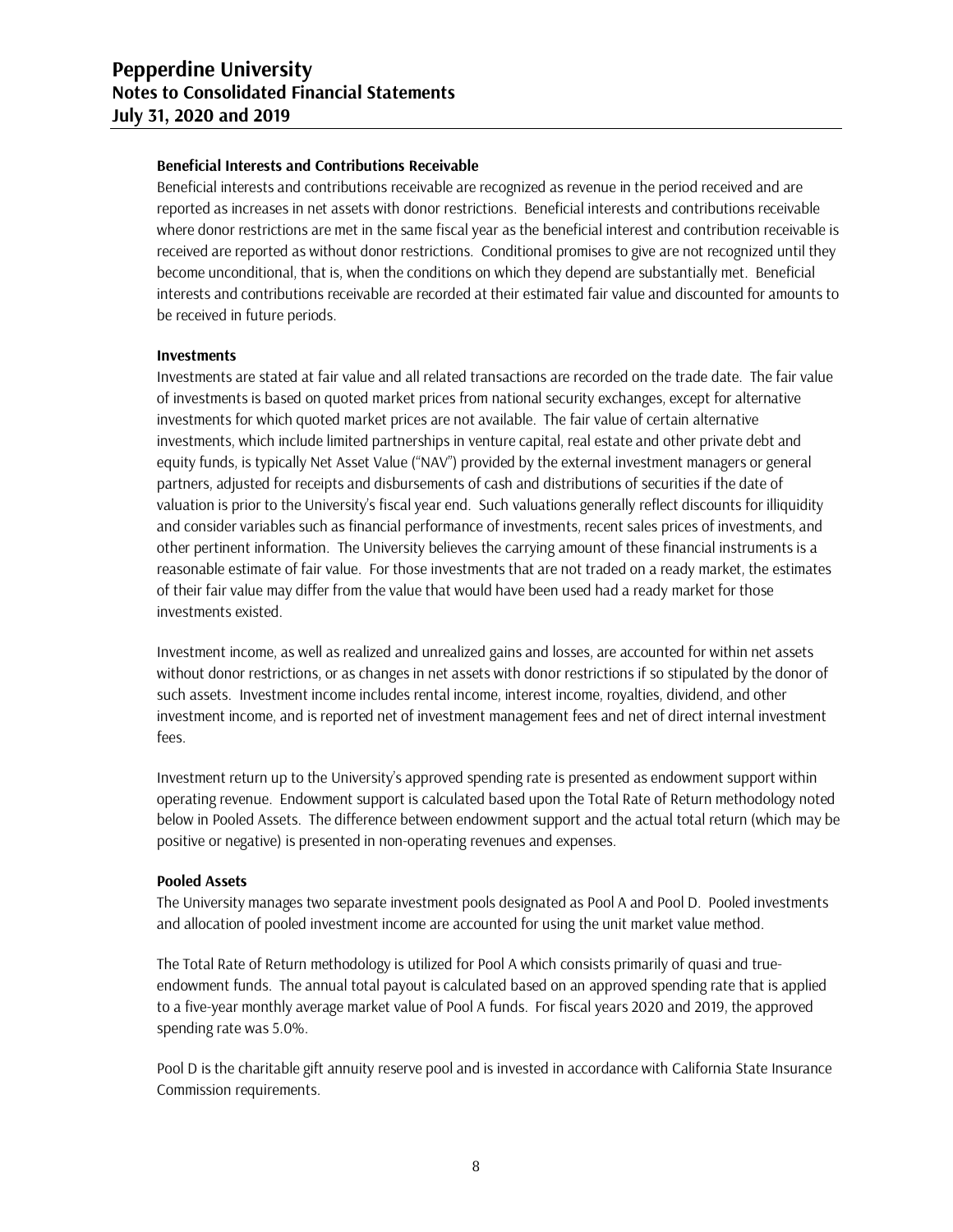### Beneficial Interests and Contributions Receivable

Beneficial interests and contributions receivable are recognized as revenue in the period received and are reported as increases in net assets with donor restrictions. Beneficial interests and contributions receivable where donor restrictions are met in the same fiscal year as the beneficial interest and contribution receivable is received are reported as without donor restrictions. Conditional promises to give are not recognized until they become unconditional, that is, when the conditions on which they depend are substantially met. Beneficial interests and contributions receivable are recorded at their estimated fair value and discounted for amounts to be received in future periods.

### Investments

Investments are stated at fair value and all related transactions are recorded on the trade date. The fair value of investments is based on quoted market prices from national security exchanges, except for alternative investments for which quoted market prices are not available. The fair value of certain alternative investments, which include limited partnerships in venture capital, real estate and other private debt and equity funds, is typically Net Asset Value ("NAV") provided by the external investment managers or general partners, adjusted for receipts and disbursements of cash and distributions of securities if the date of valuation is prior to the University's fiscal year end. Such valuations generally reflect discounts for illiquidity and consider variables such as financial performance of investments, recent sales prices of investments, and other pertinent information. The University believes the carrying amount of these financial instruments is a reasonable estimate of fair value. For those investments that are not traded on a ready market, the estimates of their fair value may differ from the value that would have been used had a ready market for those investments existed.

Investment income, as well as realized and unrealized gains and losses, are accounted for within net assets without donor restrictions, or as changes in net assets with donor restrictions if so stipulated by the donor of such assets. Investment income includes rental income, interest income, royalties, dividend, and other investment income, and is reported net of investment management fees and net of direct internal investment fees.

Investment return up to the University's approved spending rate is presented as endowment support within operating revenue. Endowment support is calculated based upon the Total Rate of Return methodology noted below in Pooled Assets. The difference between endowment support and the actual total return (which may be positive or negative) is presented in non-operating revenues and expenses.

### Pooled Assets

The University manages two separate investment pools designated as Pool A and Pool D. Pooled investments and allocation of pooled investment income are accounted for using the unit market value method.

The Total Rate of Return methodology is utilized for Pool A which consists primarily of quasi and true-endowment funds. The annual total payout is calculated based on an approved spending rate that is applied to a five-year monthly average market value of Pool A funds. For fiscal years 2020 and 2019, the approved spending rate was 5.0%.

Pool D is the charitable gift annuity reserve pool and is invested in accordance with California State Insurance Commission requirements.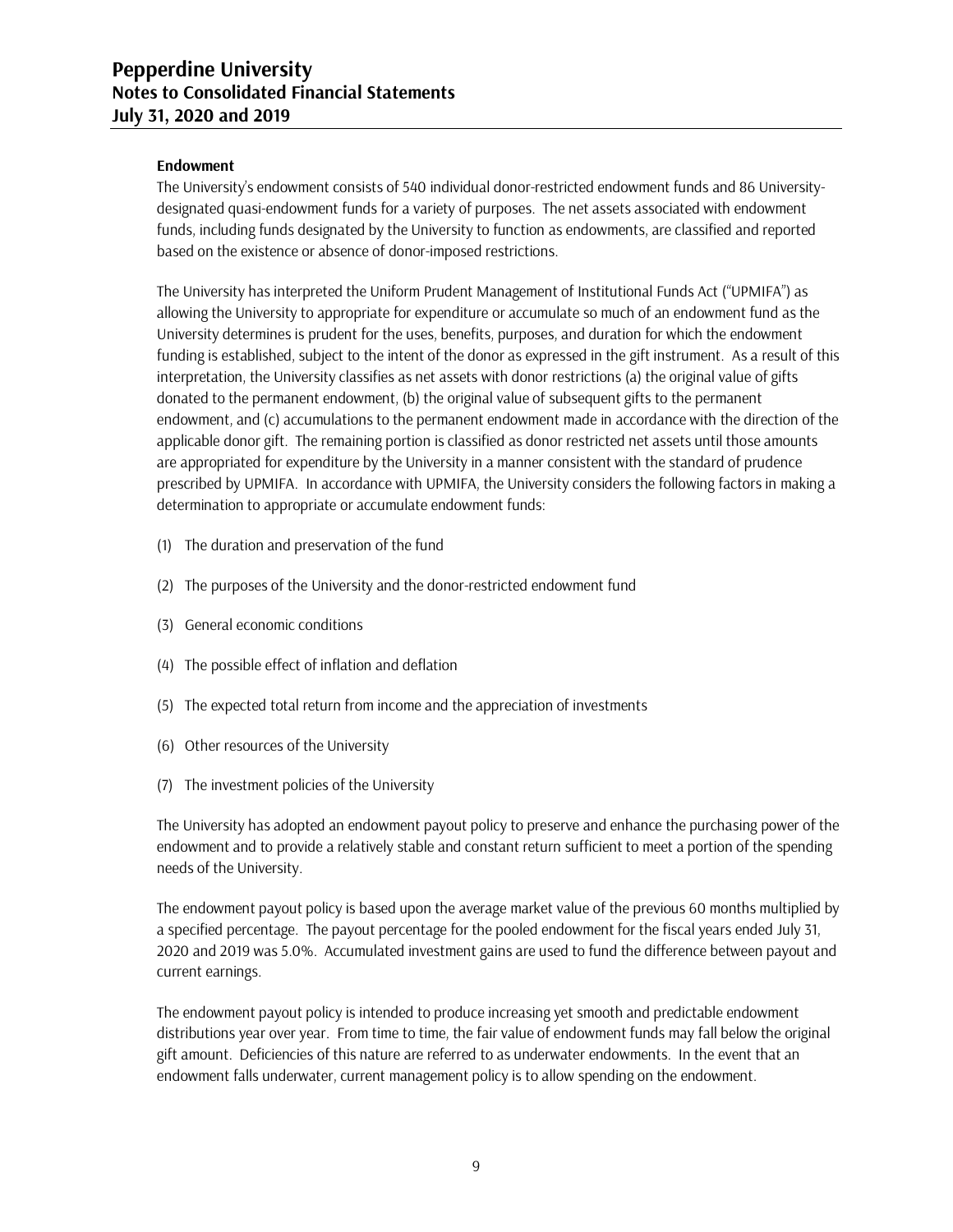**Endowment**

The University's endowment consists of 540 individual donor-restricted endowment funds and 86 University-designated quasi-endowment funds for a variety of purposes. The net assets associated with endowment funds, including funds designated by the University to function as endowments, are classified and reported based on the existence or absence of donor-imposed restrictions.

The University has interpreted the Uniform Prudent Management of Institutional Funds Act ("UPMIFA") as allowing the University to appropriate for expenditure or accumulate so much of an endowment fund as the University determines is prudent for the uses, benefits, purposes, and duration for which the endowment funding is established, subject to the intent of the donor as expressed in the gift instrument. As a result of this interpretation, the University classifies as net assets with donor restrictions (a) the original value of gifts donated to the permanent endowment, (b) the original value of subsequent gifts to the permanent endowment, and (c) accumulations to the permanent endowment made in accordance with the direction of the applicable donor gift. The remaining portion is classified as donor restricted net assets until those amounts are appropriated for expenditure by the University in a manner consistent with the standard of prudence prescribed by UPMIFA. In accordance with UPMIFA, the University considers the following factors in making a determination to appropriate or accumulate endowment funds:

(1) The duration and preservation of the fund

(2) The purposes of the University and the donor-restricted endowment fund

(3) General economic conditions

(4) The possible effect of inflation and deflation

(5) The expected total return from income and the appreciation of investments

(6) Other resources of the University

(7) The investment policies of the University

The University has adopted an endowment payout policy to preserve and enhance the purchasing power of the endowment and to provide a relatively stable and constant return sufficient to meet a portion of the spending needs of the University.

The endowment payout policy is based upon the average market value of the previous 60 months multiplied by a specified percentage. The payout percentage for the pooled endowment for the fiscal years ended July 31, 2020 and 2019 was 5.0%. Accumulated investment gains are used to fund the difference between payout and current earnings.

The endowment payout policy is intended to produce increasing yet smooth and predictable endowment distributions year over year. From time to time, the fair value of endowment funds may fall below the original gift amount. Deficiencies of this nature are referred to as underwater endowments. In the event that an endowment falls underwater, current management policy is to allow spending on the endowment.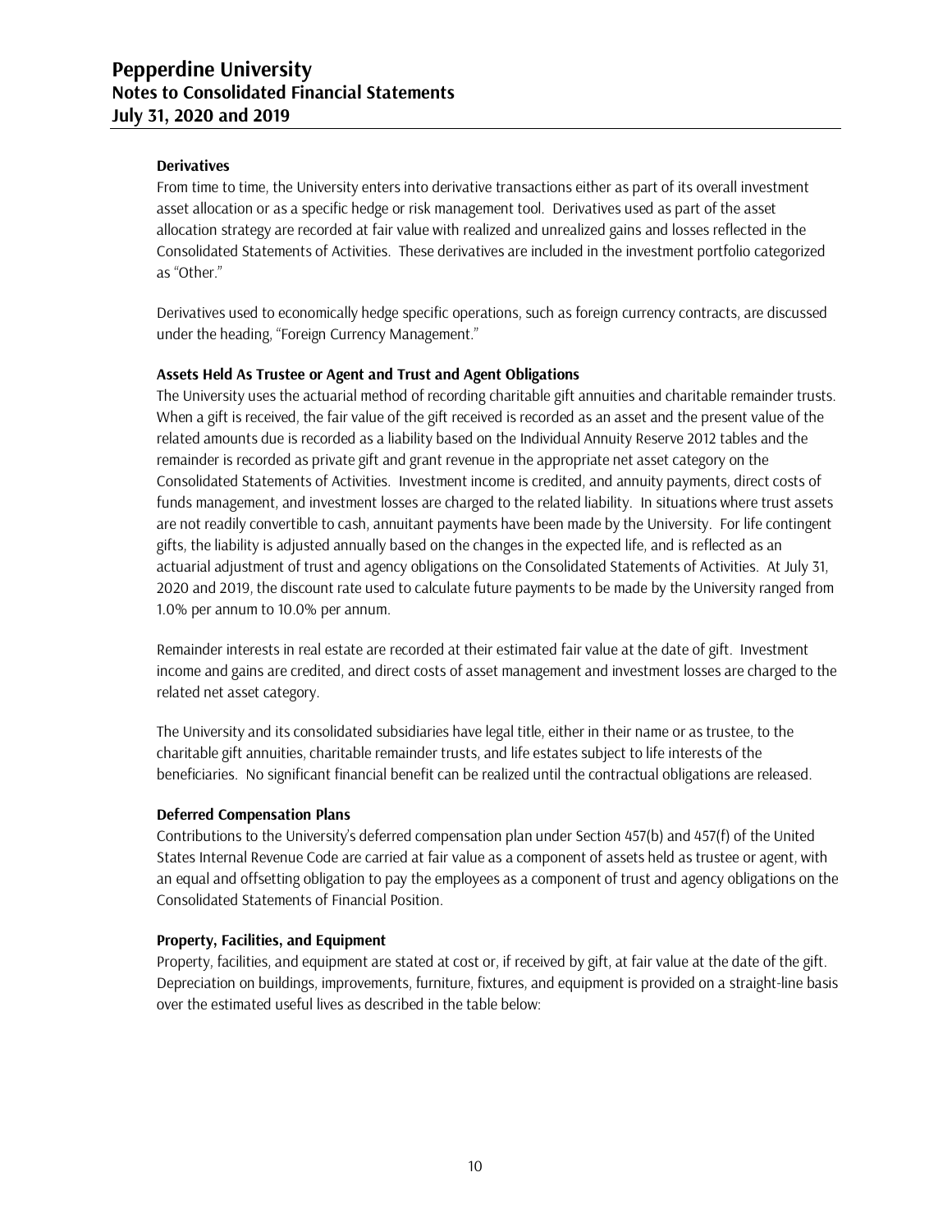### Derivatives

From time to time, the University enters into derivative transactions either as part of its overall investment asset allocation or as a specific hedge or risk management tool. Derivatives used as part of the asset allocation strategy are recorded at fair value with realized and unrealized gains and losses reflected in the Consolidated Statements of Activities. These derivatives are included in the investment portfolio categorized as "Other."

Derivatives used to economically hedge specific operations, such as foreign currency contracts, are discussed under the heading, "Foreign Currency Management."

### Assets Held As Trustee or Agent and Trust and Agent Obligations

The University uses the actuarial method of recording charitable gift annuities and charitable remainder trusts. When a gift is received, the fair value of the gift received is recorded as an asset and the present value of the related amounts due is recorded as a liability based on the Individual Annuity Reserve 2012 tables and the remainder is recorded as private gift and grant revenue in the appropriate net asset category on the Consolidated Statements of Activities. Investment income is credited, and annuity payments, direct costs of funds management, and investment losses are charged to the related liability. In situations where trust assets are not readily convertible to cash, annuitant payments have been made by the University. For life contingent gifts, the liability is adjusted annually based on the changes in the expected life, and is reflected as an actuarial adjustment of trust and agency obligations on the Consolidated Statements of Activities. At July 31, 2020 and 2019, the discount rate used to calculate future payments to be made by the University ranged from 1.0% per annum to 10.0% per annum.

Remainder interests in real estate are recorded at their estimated fair value at the date of gift. Investment income and gains are credited, and direct costs of asset management and investment losses are charged to the related net asset category.

The University and its consolidated subsidiaries have legal title, either in their name or as trustee, to the charitable gift annuities, charitable remainder trusts, and life estates subject to life interests of the beneficiaries. No significant financial benefit can be realized until the contractual obligations are released.

### Deferred Compensation Plans

Contributions to the University's deferred compensation plan under Section 457(b) and 457(f) of the United States Internal Revenue Code are carried at fair value as a component of assets held as trustee or agent, with an equal and offsetting obligation to pay the employees as a component of trust and agency obligations on the Consolidated Statements of Financial Position.

### Property, Facilities, and Equipment

Property, facilities, and equipment are stated at cost or, if received by gift, at fair value at the date of the gift. Depreciation on buildings, improvements, furniture, fixtures, and equipment is provided on a straight-line basis over the estimated useful lives as described in the table below: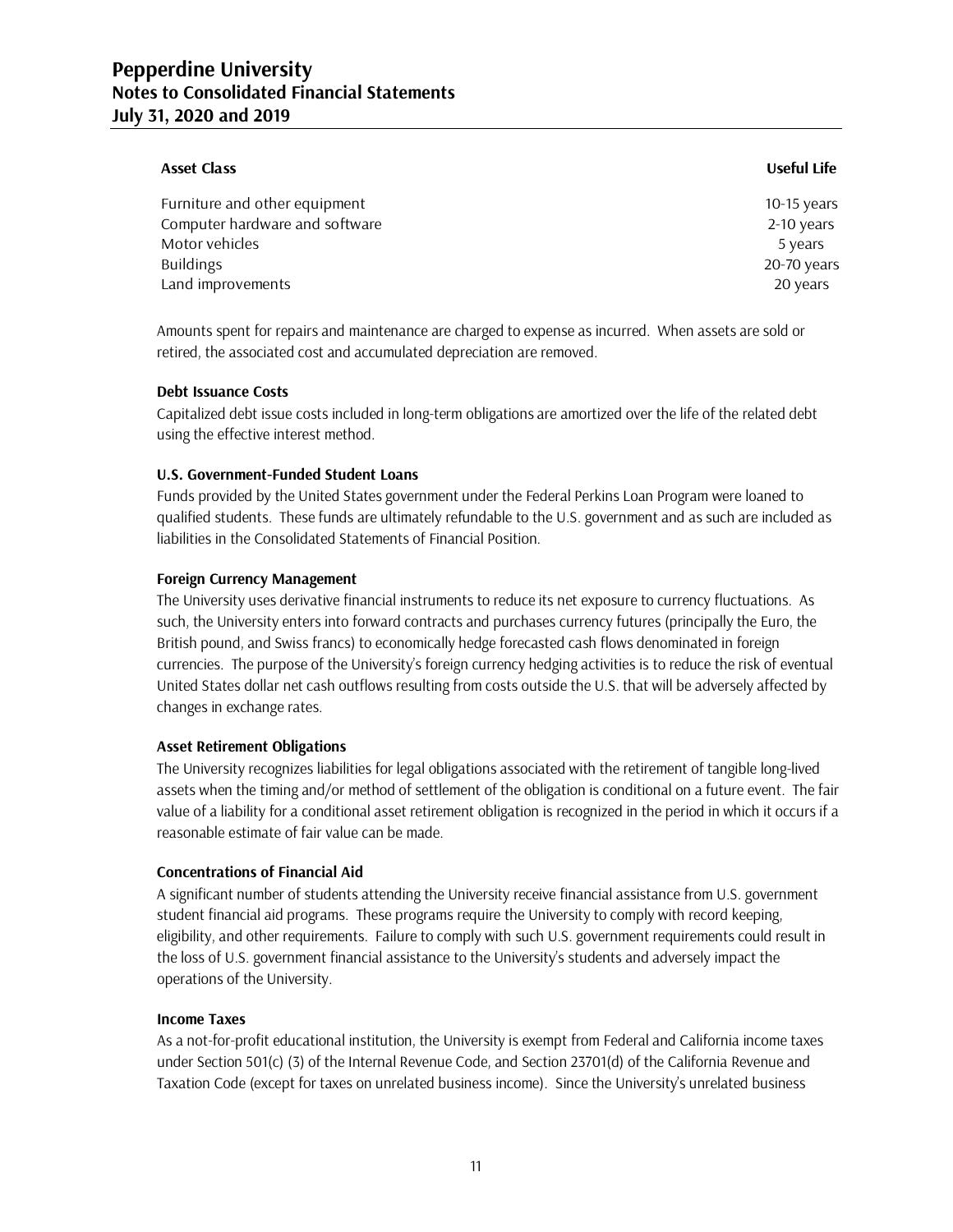| Asset Class | Useful Life |
|---|---|
| Furniture and other equipment | 10-15 years |
| Computer hardware and software | 2-10 years |
| Motor vehicles | 5 years |
| Buildings | 20-70 years |
| Land improvements | 20 years |

Amounts spent for repairs and maintenance are charged to expense as incurred. When assets are sold or retired, the associated cost and accumulated depreciation are removed.

**Debt Issuance Costs**

Capitalized debt issue costs included in long-term obligations are amortized over the life of the related debt using the effective interest method.

**U.S. Government-Funded Student Loans**

Funds provided by the United States government under the Federal Perkins Loan Program were loaned to qualified students. These funds are ultimately refundable to the U.S. government and as such are included as liabilities in the Consolidated Statements of Financial Position.

**Foreign Currency Management**

The University uses derivative financial instruments to reduce its net exposure to currency fluctuations. As such, the University enters into forward contracts and purchases currency futures (principally the Euro, the British pound, and Swiss francs) to economically hedge forecasted cash flows denominated in foreign currencies. The purpose of the University's foreign currency hedging activities is to reduce the risk of eventual United States dollar net cash outflows resulting from costs outside the U.S. that will be adversely affected by changes in exchange rates.

**Asset Retirement Obligations**

The University recognizes liabilities for legal obligations associated with the retirement of tangible long-lived assets when the timing and/or method of settlement of the obligation is conditional on a future event. The fair value of a liability for a conditional asset retirement obligation is recognized in the period in which it occurs if a reasonable estimate of fair value can be made.

**Concentrations of Financial Aid**

A significant number of students attending the University receive financial assistance from U.S. government student financial aid programs. These programs require the University to comply with record keeping, eligibility, and other requirements. Failure to comply with such U.S. government requirements could result in the loss of U.S. government financial assistance to the University's students and adversely impact the operations of the University.

**Income Taxes**

As a not-for-profit educational institution, the University is exempt from Federal and California income taxes under Section 501(c) (3) of the Internal Revenue Code, and Section 23701(d) of the California Revenue and Taxation Code (except for taxes on unrelated business income). Since the University's unrelated business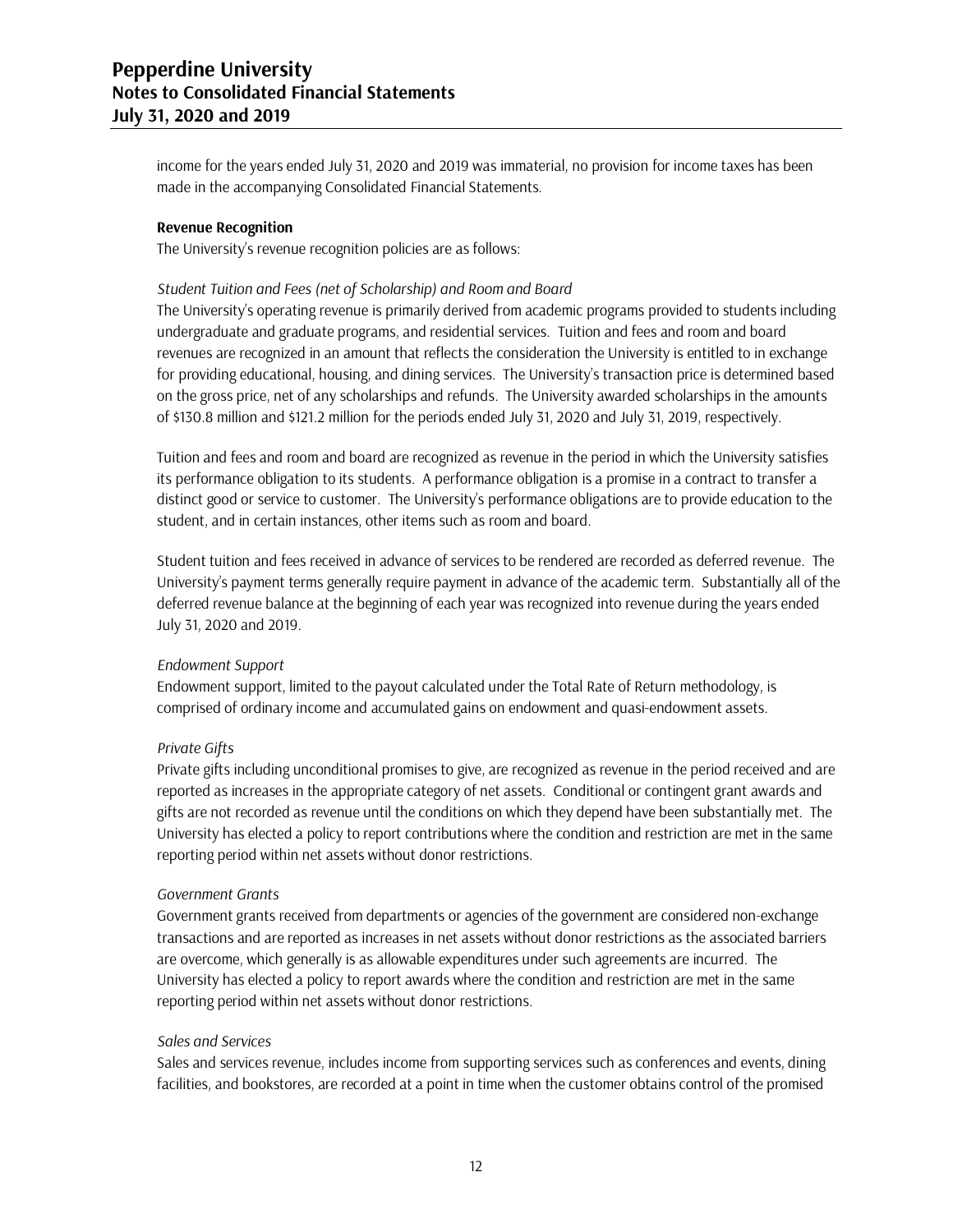income for the years ended July 31, 2020 and 2019 was immaterial, no provision for income taxes has been made in the accompanying Consolidated Financial Statements.

**Revenue Recognition**

The University's revenue recognition policies are as follows:

*Student Tuition and Fees (net of Scholarship) and Room and Board*

The University's operating revenue is primarily derived from academic programs provided to students including undergraduate and graduate programs, and residential services. Tuition and fees and room and board revenues are recognized in an amount that reflects the consideration the University is entitled to in exchange for providing educational, housing, and dining services. The University's transaction price is determined based on the gross price, net of any scholarships and refunds. The University awarded scholarships in the amounts of $130.8 million and $121.2 million for the periods ended July 31, 2020 and July 31, 2019, respectively.

Tuition and fees and room and board are recognized as revenue in the period in which the University satisfies its performance obligation to its students. A performance obligation is a promise in a contract to transfer a distinct good or service to customer. The University's performance obligations are to provide education to the student, and in certain instances, other items such as room and board.

Student tuition and fees received in advance of services to be rendered are recorded as deferred revenue. The University's payment terms generally require payment in advance of the academic term. Substantially all of the deferred revenue balance at the beginning of each year was recognized into revenue during the years ended July 31, 2020 and 2019.

*Endowment Support*

Endowment support, limited to the payout calculated under the Total Rate of Return methodology, is comprised of ordinary income and accumulated gains on endowment and quasi-endowment assets.

*Private Gifts*

Private gifts including unconditional promises to give, are recognized as revenue in the period received and are reported as increases in the appropriate category of net assets. Conditional or contingent grant awards and gifts are not recorded as revenue until the conditions on which they depend have been substantially met. The University has elected a policy to report contributions where the condition and restriction are met in the same reporting period within net assets without donor restrictions.

*Government Grants*

Government grants received from departments or agencies of the government are considered non-exchange transactions and are reported as increases in net assets without donor restrictions as the associated barriers are overcome, which generally is as allowable expenditures under such agreements are incurred. The University has elected a policy to report awards where the condition and restriction are met in the same reporting period within net assets without donor restrictions.

*Sales and Services*

Sales and services revenue, includes income from supporting services such as conferences and events, dining facilities, and bookstores, are recorded at a point in time when the customer obtains control of the promised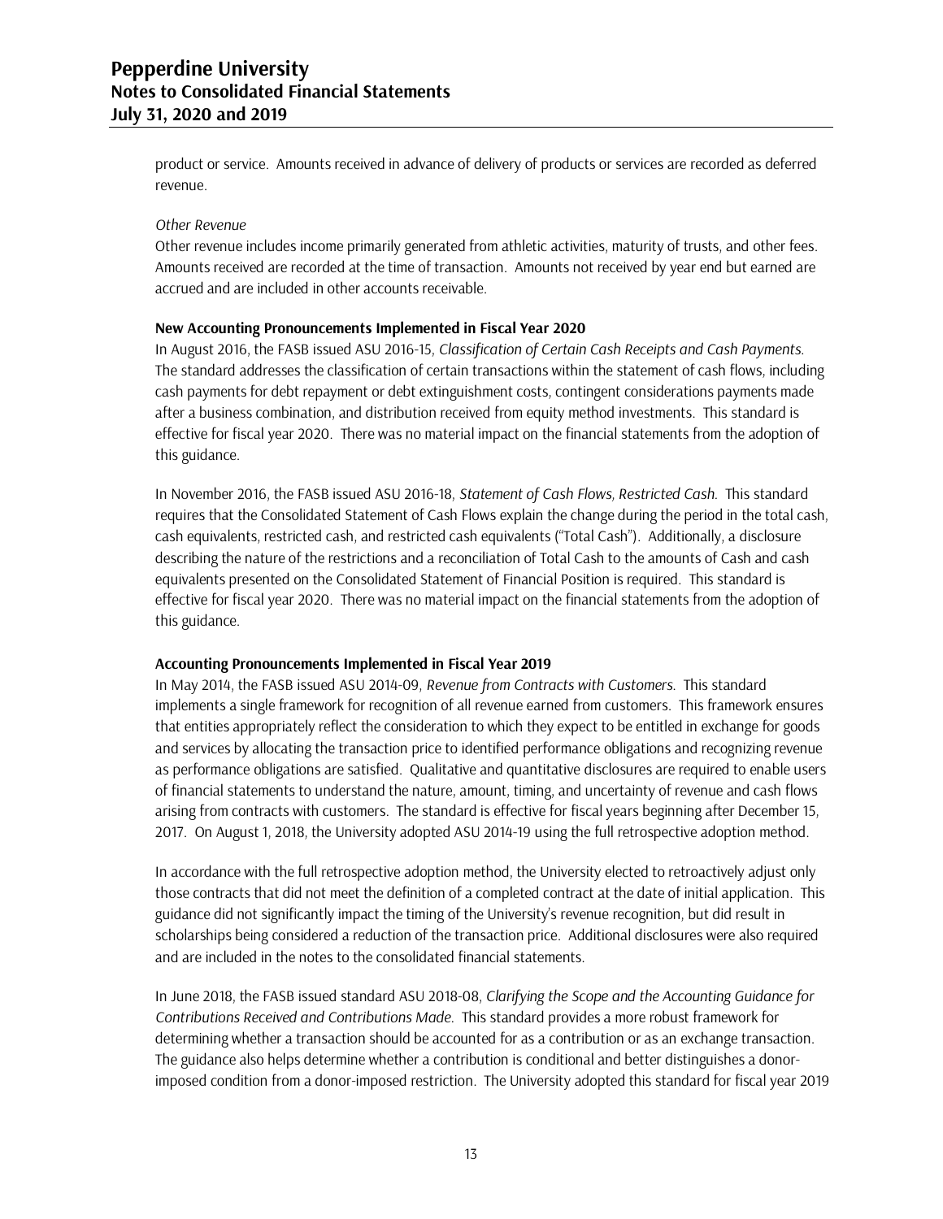product or service. Amounts received in advance of delivery of products or services are recorded as deferred revenue.

*Other Revenue*

Other revenue includes income primarily generated from athletic activities, maturity of trusts, and other fees. Amounts received are recorded at the time of transaction. Amounts not received by year end but earned are accrued and are included in other accounts receivable.

**New Accounting Pronouncements Implemented in Fiscal Year 2020**

In August 2016, the FASB issued ASU 2016-15, *Classification of Certain Cash Receipts and Cash Payments*. The standard addresses the classification of certain transactions within the statement of cash flows, including cash payments for debt repayment or debt extinguishment costs, contingent considerations payments made after a business combination, and distribution received from equity method investments. This standard is effective for fiscal year 2020. There was no material impact on the financial statements from the adoption of this guidance.

In November 2016, the FASB issued ASU 2016-18, *Statement of Cash Flows, Restricted Cash*. This standard requires that the Consolidated Statement of Cash Flows explain the change during the period in the total cash, cash equivalents, restricted cash, and restricted cash equivalents ("Total Cash"). Additionally, a disclosure describing the nature of the restrictions and a reconciliation of Total Cash to the amounts of Cash and cash equivalents presented on the Consolidated Statement of Financial Position is required. This standard is effective for fiscal year 2020. There was no material impact on the financial statements from the adoption of this guidance.

**Accounting Pronouncements Implemented in Fiscal Year 2019**

In May 2014, the FASB issued ASU 2014-09, *Revenue from Contracts with Customers*. This standard implements a single framework for recognition of all revenue earned from customers. This framework ensures that entities appropriately reflect the consideration to which they expect to be entitled in exchange for goods and services by allocating the transaction price to identified performance obligations and recognizing revenue as performance obligations are satisfied. Qualitative and quantitative disclosures are required to enable users of financial statements to understand the nature, amount, timing, and uncertainty of revenue and cash flows arising from contracts with customers. The standard is effective for fiscal years beginning after December 15, 2017. On August 1, 2018, the University adopted ASU 2014-19 using the full retrospective adoption method.

In accordance with the full retrospective adoption method, the University elected to retroactively adjust only those contracts that did not meet the definition of a completed contract at the date of initial application. This guidance did not significantly impact the timing of the University's revenue recognition, but did result in scholarships being considered a reduction of the transaction price. Additional disclosures were also required and are included in the notes to the consolidated financial statements.

In June 2018, the FASB issued standard ASU 2018-08, *Clarifying the Scope and the Accounting Guidance for Contributions Received and Contributions Made*. This standard provides a more robust framework for determining whether a transaction should be accounted for as a contribution or as an exchange transaction. The guidance also helps determine whether a contribution is conditional and better distinguishes a donor-imposed condition from a donor-imposed restriction. The University adopted this standard for fiscal year 2019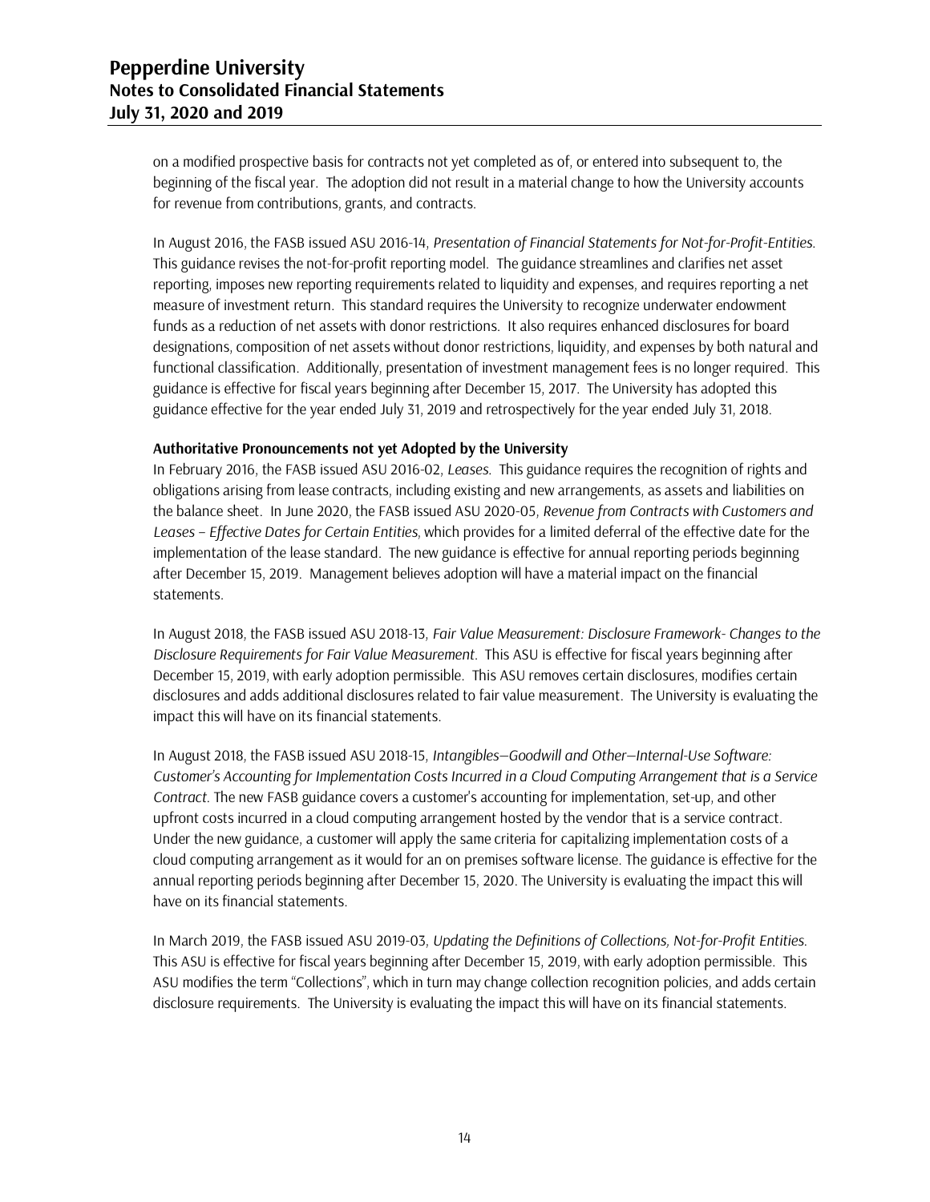on a modified prospective basis for contracts not yet completed as of, or entered into subsequent to, the beginning of the fiscal year. The adoption did not result in a material change to how the University accounts for revenue from contributions, grants, and contracts.

In August 2016, the FASB issued ASU 2016-14, *Presentation of Financial Statements for Not-for-Profit-Entities.* This guidance revises the not-for-profit reporting model. The guidance streamlines and clarifies net asset reporting, imposes new reporting requirements related to liquidity and expenses, and requires reporting a net measure of investment return. This standard requires the University to recognize underwater endowment funds as a reduction of net assets with donor restrictions. It also requires enhanced disclosures for board designations, composition of net assets without donor restrictions, liquidity, and expenses by both natural and functional classification. Additionally, presentation of investment management fees is no longer required. This guidance is effective for fiscal years beginning after December 15, 2017. The University has adopted this guidance effective for the year ended July 31, 2019 and retrospectively for the year ended July 31, 2018.

**Authoritative Pronouncements not yet Adopted by the University**

In February 2016, the FASB issued ASU 2016-02, *Leases.* This guidance requires the recognition of rights and obligations arising from lease contracts, including existing and new arrangements, as assets and liabilities on the balance sheet. In June 2020, the FASB issued ASU 2020-05, *Revenue from Contracts with Customers and Leases – Effective Dates for Certain Entities*, which provides for a limited deferral of the effective date for the implementation of the lease standard. The new guidance is effective for annual reporting periods beginning after December 15, 2019. Management believes adoption will have a material impact on the financial statements.

In August 2018, the FASB issued ASU 2018-13, *Fair Value Measurement: Disclosure Framework- Changes to the Disclosure Requirements for Fair Value Measurement.* This ASU is effective for fiscal years beginning after December 15, 2019, with early adoption permissible. This ASU removes certain disclosures, modifies certain disclosures and adds additional disclosures related to fair value measurement. The University is evaluating the impact this will have on its financial statements.

In August 2018, the FASB issued ASU 2018-15, *Intangibles—Goodwill and Other—Internal-Use Software: Customer's Accounting for Implementation Costs Incurred in a Cloud Computing Arrangement that is a Service Contract.* The new FASB guidance covers a customer's accounting for implementation, set-up, and other upfront costs incurred in a cloud computing arrangement hosted by the vendor that is a service contract. Under the new guidance, a customer will apply the same criteria for capitalizing implementation costs of a cloud computing arrangement as it would for an on premises software license. The guidance is effective for the annual reporting periods beginning after December 15, 2020. The University is evaluating the impact this will have on its financial statements.

In March 2019, the FASB issued ASU 2019-03, *Updating the Definitions of Collections, Not-for-Profit Entities.* This ASU is effective for fiscal years beginning after December 15, 2019, with early adoption permissible. This ASU modifies the term "Collections", which in turn may change collection recognition policies, and adds certain disclosure requirements. The University is evaluating the impact this will have on its financial statements.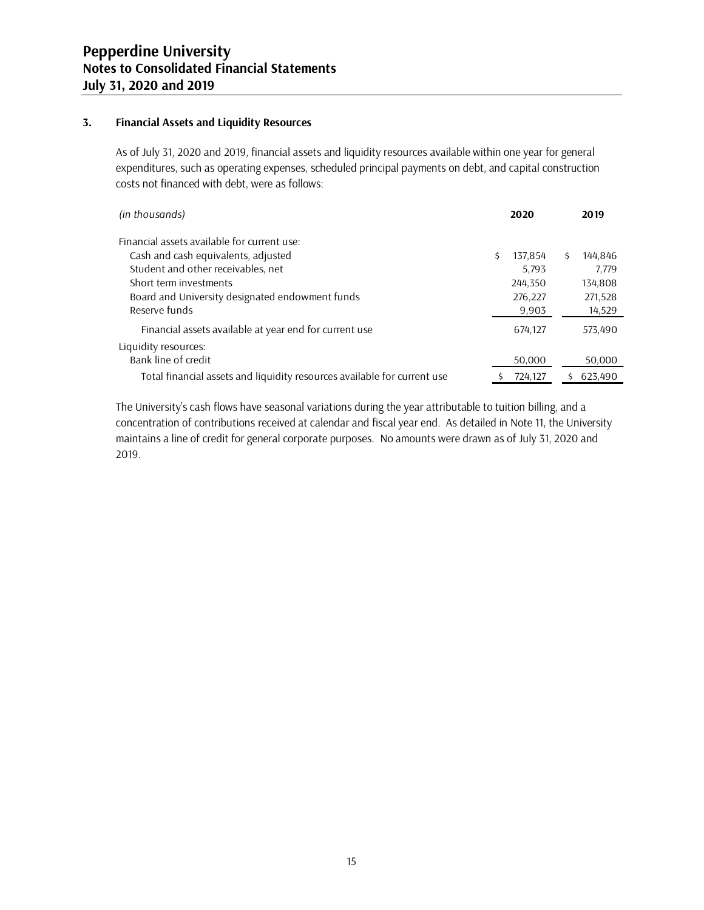## 3. Financial Assets and Liquidity Resources

As of July 31, 2020 and 2019, financial assets and liquidity resources available within one year for general expenditures, such as operating expenses, scheduled principal payments on debt, and capital construction costs not financed with debt, were as follows:

| *(in thousands)* | 2020 | 2019 |
|---|---|---|
| Financial assets available for current use: | | |
| Cash and cash equivalents, adjusted | $ 137,854 | $ 144,846 |
| Student and other receivables, net | 5,793 | 7,779 |
| Short term investments | 244,350 | 134,808 |
| Board and University designated endowment funds | 276,227 | 271,528 |
| Reserve funds | 9,903 | 14,529 |
| Financial assets available at year end for current use | 674,127 | 573,490 |
| Liquidity resources: | | |
| Bank line of credit | 50,000 | 50,000 |
| Total financial assets and liquidity resources available for current use | $ 724,127 | $ 623,490 |

The University's cash flows have seasonal variations during the year attributable to tuition billing, and a concentration of contributions received at calendar and fiscal year end. As detailed in Note 11, the University maintains a line of credit for general corporate purposes. No amounts were drawn as of July 31, 2020 and 2019.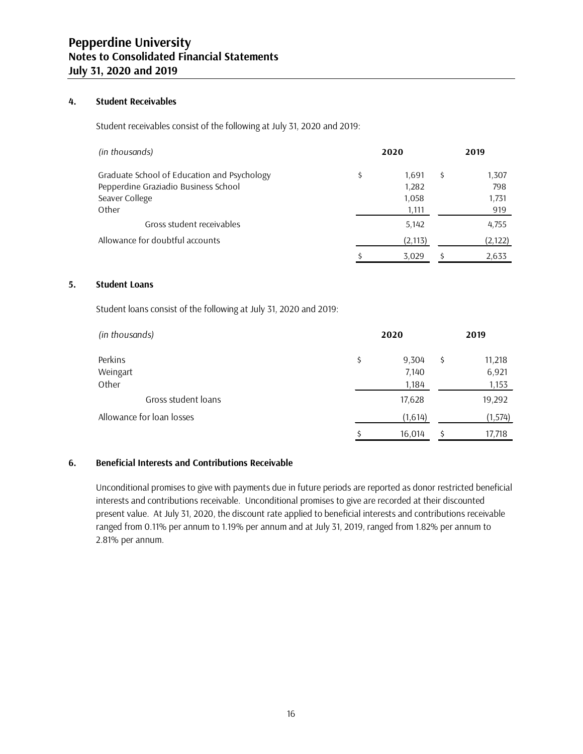### 4. Student Receivables

Student receivables consist of the following at July 31, 2020 and 2019:

| *(in thousands)* | 2020 | 2019 |
|---|---|---|
| Graduate School of Education and Psychology | $ 1,691 | $ 1,307 |
| Pepperdine Graziadio Business School | 1,282 | 798 |
| Seaver College | 1,058 | 1,731 |
| Other | 1,111 | 919 |
| Gross student receivables | 5,142 | 4,755 |
| Allowance for doubtful accounts | (2,113) | (2,122) |
| | $ 3,029 | $ 2,633 |

### 5. Student Loans

Student loans consist of the following at July 31, 2020 and 2019:

| *(in thousands)* | 2020 | 2019 |
|---|---|---|
| Perkins | $ 9,304 | $ 11,218 |
| Weingart | 7,140 | 6,921 |
| Other | 1,184 | 1,153 |
| Gross student loans | 17,628 | 19,292 |
| Allowance for loan losses | (1,614) | (1,574) |
| | $ 16,014 | $ 17,718 |

### 6. Beneficial Interests and Contributions Receivable

Unconditional promises to give with payments due in future periods are reported as donor restricted beneficial interests and contributions receivable. Unconditional promises to give are recorded at their discounted present value. At July 31, 2020, the discount rate applied to beneficial interests and contributions receivable ranged from 0.11% per annum to 1.19% per annum and at July 31, 2019, ranged from 1.82% per annum to 2.81% per annum.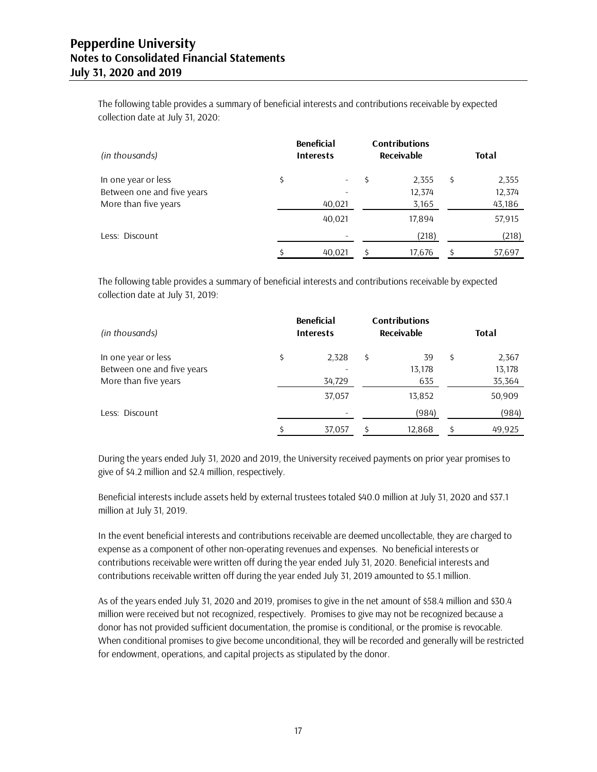The following table provides a summary of beneficial interests and contributions receivable by expected collection date at July 31, 2020:

| *(in thousands)* | Beneficial Interests | Contributions Receivable | Total |
|---|---|---|---|
| In one year or less | $ - | $ 2,355 | $ 2,355 |
| Between one and five years | - | 12,374 | 12,374 |
| More than five years | 40,021 | 3,165 | 43,186 |
| | 40,021 | 17,894 | 57,915 |
| Less: Discount | - | (218) | (218) |
| | $ 40,021 | $ 17,676 | $ 57,697 |

The following table provides a summary of beneficial interests and contributions receivable by expected collection date at July 31, 2019:

| *(in thousands)* | Beneficial Interests | Contributions Receivable | Total |
|---|---|---|---|
| In one year or less | $ 2,328 | $ 39 | $ 2,367 |
| Between one and five years | - | 13,178 | 13,178 |
| More than five years | 34,729 | 635 | 35,364 |
| | 37,057 | 13,852 | 50,909 |
| Less: Discount | - | (984) | (984) |
| | $ 37,057 | $ 12,868 | $ 49,925 |

During the years ended July 31, 2020 and 2019, the University received payments on prior year promises to give of $4.2 million and $2.4 million, respectively.

Beneficial interests include assets held by external trustees totaled $40.0 million at July 31, 2020 and $37.1 million at July 31, 2019.

In the event beneficial interests and contributions receivable are deemed uncollectable, they are charged to expense as a component of other non-operating revenues and expenses. No beneficial interests or contributions receivable were written off during the year ended July 31, 2020. Beneficial interests and contributions receivable written off during the year ended July 31, 2019 amounted to $5.1 million.

As of the years ended July 31, 2020 and 2019, promises to give in the net amount of $58.4 million and $30.4 million were received but not recognized, respectively. Promises to give may not be recognized because a donor has not provided sufficient documentation, the promise is conditional, or the promise is revocable. When conditional promises to give become unconditional, they will be recorded and generally will be restricted for endowment, operations, and capital projects as stipulated by the donor.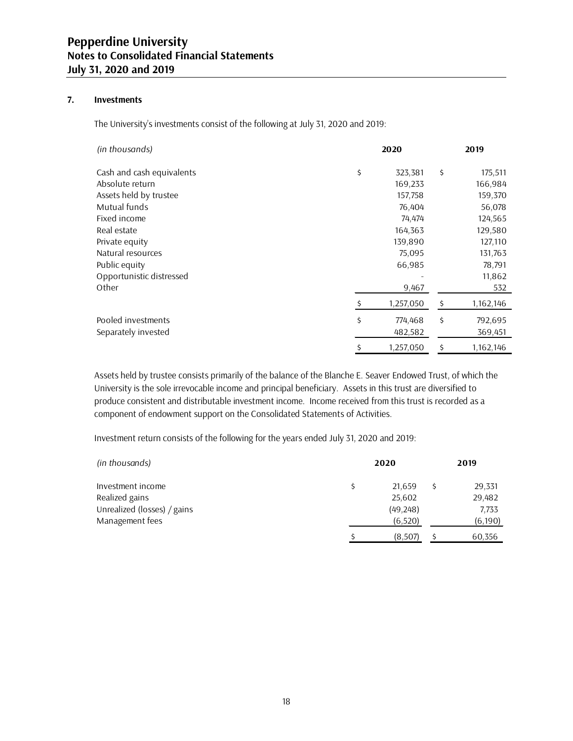## 7. Investments

The University's investments consist of the following at July 31, 2020 and 2019:

| *(in thousands)* | 2020 | 2019 |
|---|---|---|
| Cash and cash equivalents | $ 323,381 | $ 175,511 |
| Absolute return | 169,233 | 166,984 |
| Assets held by trustee | 157,758 | 159,370 |
| Mutual funds | 76,404 | 56,078 |
| Fixed income | 74,474 | 124,565 |
| Real estate | 164,363 | 129,580 |
| Private equity | 139,890 | 127,110 |
| Natural resources | 75,095 | 131,763 |
| Public equity | 66,985 | 78,791 |
| Opportunistic distressed | - | 11,862 |
| Other | 9,467 | 532 |
| | $ 1,257,050 | $ 1,162,146 |
| Pooled investments | $ 774,468 | $ 792,695 |
| Separately invested | 482,582 | 369,451 |
| | $ 1,257,050 | $ 1,162,146 |

Assets held by trustee consists primarily of the balance of the Blanche E. Seaver Endowed Trust, of which the University is the sole irrevocable income and principal beneficiary. Assets in this trust are diversified to produce consistent and distributable investment income. Income received from this trust is recorded as a component of endowment support on the Consolidated Statements of Activities.

Investment return consists of the following for the years ended July 31, 2020 and 2019:

| *(in thousands)* | 2020 | 2019 |
|---|---|---|
| Investment income | $ 21,659 | $ 29,331 |
| Realized gains | 25,602 | 29,482 |
| Unrealized (losses) / gains | (49,248) | 7,733 |
| Management fees | (6,520) | (6,190) |
| | $ (8,507) | $ 60,356 |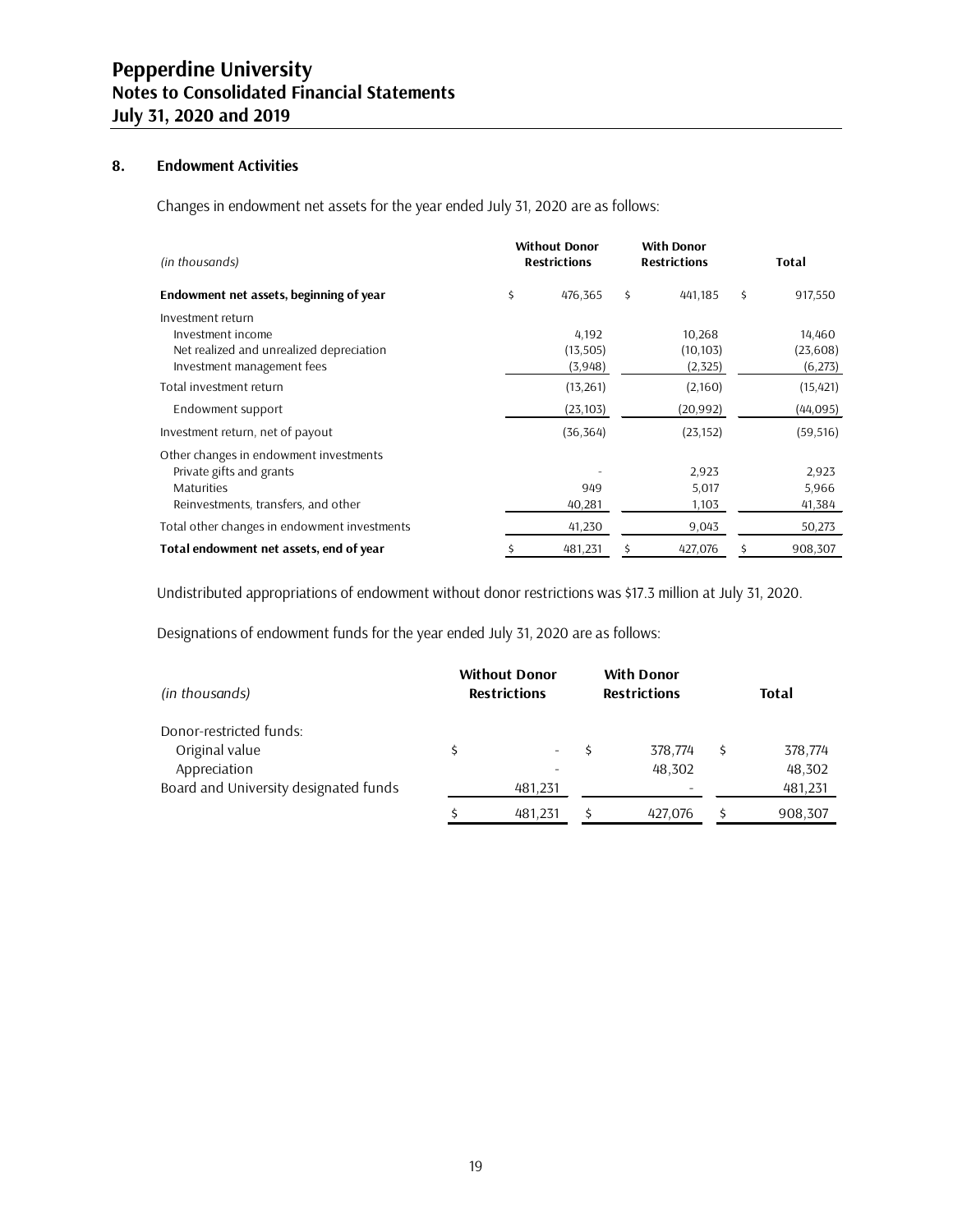## 8. Endowment Activities

Changes in endowment net assets for the year ended July 31, 2020 are as follows:

| *(in thousands)* | Without Donor Restrictions | With Donor Restrictions | Total |
|---|---|---|---|
| **Endowment net assets, beginning of year** | $ 476,365 | $ 441,185 | $ 917,550 |
| Investment return | | | |
| Investment income | 4,192 | 10,268 | 14,460 |
| Net realized and unrealized depreciation | (13,505) | (10,103) | (23,608) |
| Investment management fees | (3,948) | (2,325) | (6,273) |
| Total investment return | (13,261) | (2,160) | (15,421) |
| Endowment support | (23,103) | (20,992) | (44,095) |
| Investment return, net of payout | (36,364) | (23,152) | (59,516) |
| Other changes in endowment investments | | | |
| Private gifts and grants | - | 2,923 | 2,923 |
| Maturities | 949 | 5,017 | 5,966 |
| Reinvestments, transfers, and other | 40,281 | 1,103 | 41,384 |
| Total other changes in endowment investments | 41,230 | 9,043 | 50,273 |
| **Total endowment net assets, end of year** | $ 481,231 | $ 427,076 | $ 908,307 |

Undistributed appropriations of endowment without donor restrictions was $17.3 million at July 31, 2020.

Designations of endowment funds for the year ended July 31, 2020 are as follows:

| *(in thousands)* | Without Donor Restrictions | With Donor Restrictions | Total |
|---|---|---|---|
| Donor-restricted funds: | | | |
| Original value | $ - | $ 378,774 | $ 378,774 |
| Appreciation | - | 48,302 | 48,302 |
| Board and University designated funds | 481,231 | - | 481,231 |
| | $ 481,231 | $ 427,076 | $ 908,307 |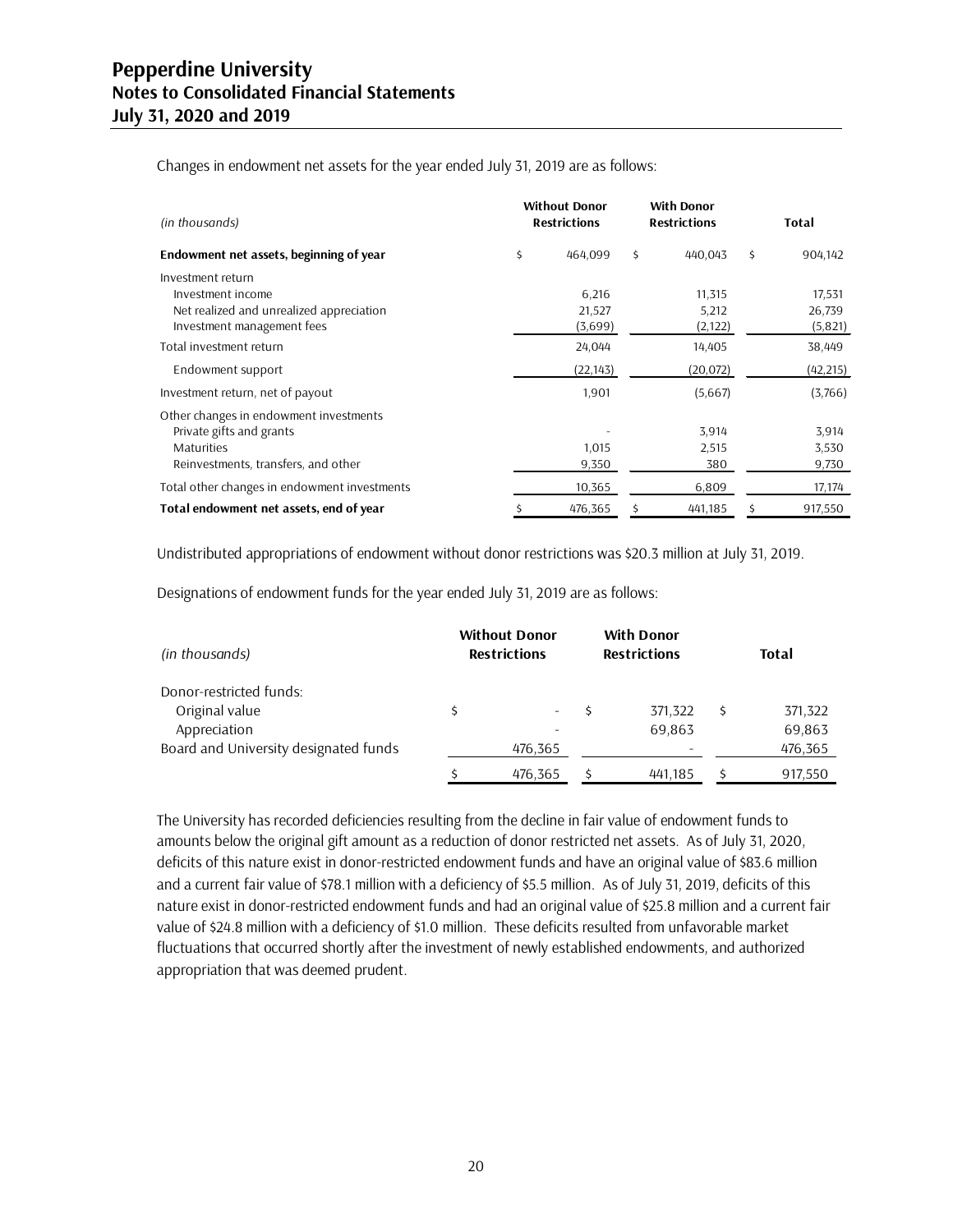Changes in endowment net assets for the year ended July 31, 2019 are as follows:

| *(in thousands)* | Without Donor Restrictions | With Donor Restrictions | Total |
|---|---|---|---|
| **Endowment net assets, beginning of year** | $ 464,099 | $ 440,043 | $ 904,142 |
| Investment return | | | |
| Investment income | 6,216 | 11,315 | 17,531 |
| Net realized and unrealized appreciation | 21,527 | 5,212 | 26,739 |
| Investment management fees | (3,699) | (2,122) | (5,821) |
| Total investment return | 24,044 | 14,405 | 38,449 |
| Endowment support | (22,143) | (20,072) | (42,215) |
| Investment return, net of payout | 1,901 | (5,667) | (3,766) |
| Other changes in endowment investments | | | |
| Private gifts and grants | - | 3,914 | 3,914 |
| Maturities | 1,015 | 2,515 | 3,530 |
| Reinvestments, transfers, and other | 9,350 | 380 | 9,730 |
| Total other changes in endowment investments | 10,365 | 6,809 | 17,174 |
| **Total endowment net assets, end of year** | $ 476,365 | $ 441,185 | $ 917,550 |

Undistributed appropriations of endowment without donor restrictions was $20.3 million at July 31, 2019.

Designations of endowment funds for the year ended July 31, 2019 are as follows:

| *(in thousands)* | Without Donor Restrictions | With Donor Restrictions | Total |
|---|---|---|---|
| Donor-restricted funds: | | | |
| Original value | $ - | $ 371,322 | $ 371,322 |
| Appreciation | - | 69,863 | 69,863 |
| Board and University designated funds | 476,365 | - | 476,365 |
| | $ 476,365 | $ 441,185 | $ 917,550 |

The University has recorded deficiencies resulting from the decline in fair value of endowment funds to amounts below the original gift amount as a reduction of donor restricted net assets. As of July 31, 2020, deficits of this nature exist in donor-restricted endowment funds and have an original value of $83.6 million and a current fair value of $78.1 million with a deficiency of $5.5 million. As of July 31, 2019, deficits of this nature exist in donor-restricted endowment funds and had an original value of $25.8 million and a current fair value of $24.8 million with a deficiency of $1.0 million. These deficits resulted from unfavorable market fluctuations that occurred shortly after the investment of newly established endowments, and authorized appropriation that was deemed prudent.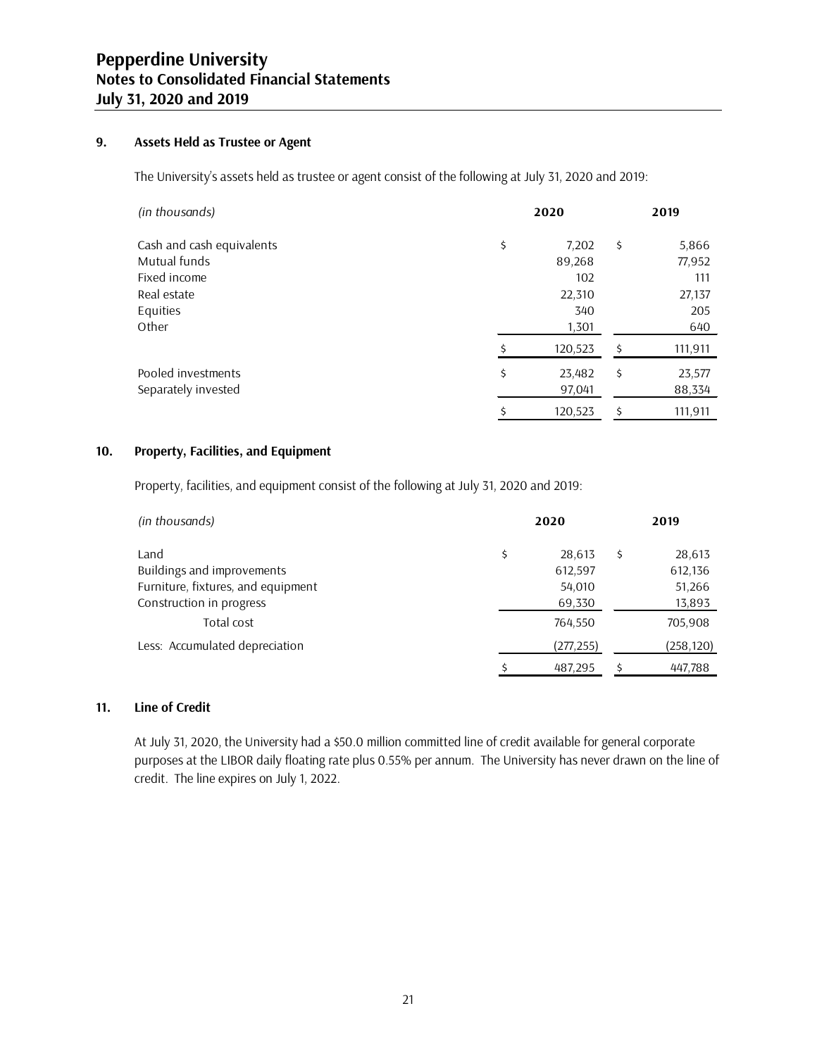### 9. Assets Held as Trustee or Agent

The University's assets held as trustee or agent consist of the following at July 31, 2020 and 2019:

| *(in thousands)* | 2020 | 2019 |
|---|---|---|
| Cash and cash equivalents | $ 7,202 | $ 5,866 |
| Mutual funds | 89,268 | 77,952 |
| Fixed income | 102 | 111 |
| Real estate | 22,310 | 27,137 |
| Equities | 340 | 205 |
| Other | 1,301 | 640 |
| | $ 120,523 | $ 111,911 |
| Pooled investments | $ 23,482 | $ 23,577 |
| Separately invested | 97,041 | 88,334 |
| | $ 120,523 | $ 111,911 |

### 10. Property, Facilities, and Equipment

Property, facilities, and equipment consist of the following at July 31, 2020 and 2019:

| *(in thousands)* | 2020 | 2019 |
|---|---|---|
| Land | $ 28,613 | $ 28,613 |
| Buildings and improvements | 612,597 | 612,136 |
| Furniture, fixtures, and equipment | 54,010 | 51,266 |
| Construction in progress | 69,330 | 13,893 |
| Total cost | 764,550 | 705,908 |
| Less: Accumulated depreciation | (277,255) | (258,120) |
| | $ 487,295 | $ 447,788 |

### 11. Line of Credit

At July 31, 2020, the University had a $50.0 million committed line of credit available for general corporate purposes at the LIBOR daily floating rate plus 0.55% per annum. The University has never drawn on the line of credit. The line expires on July 1, 2022.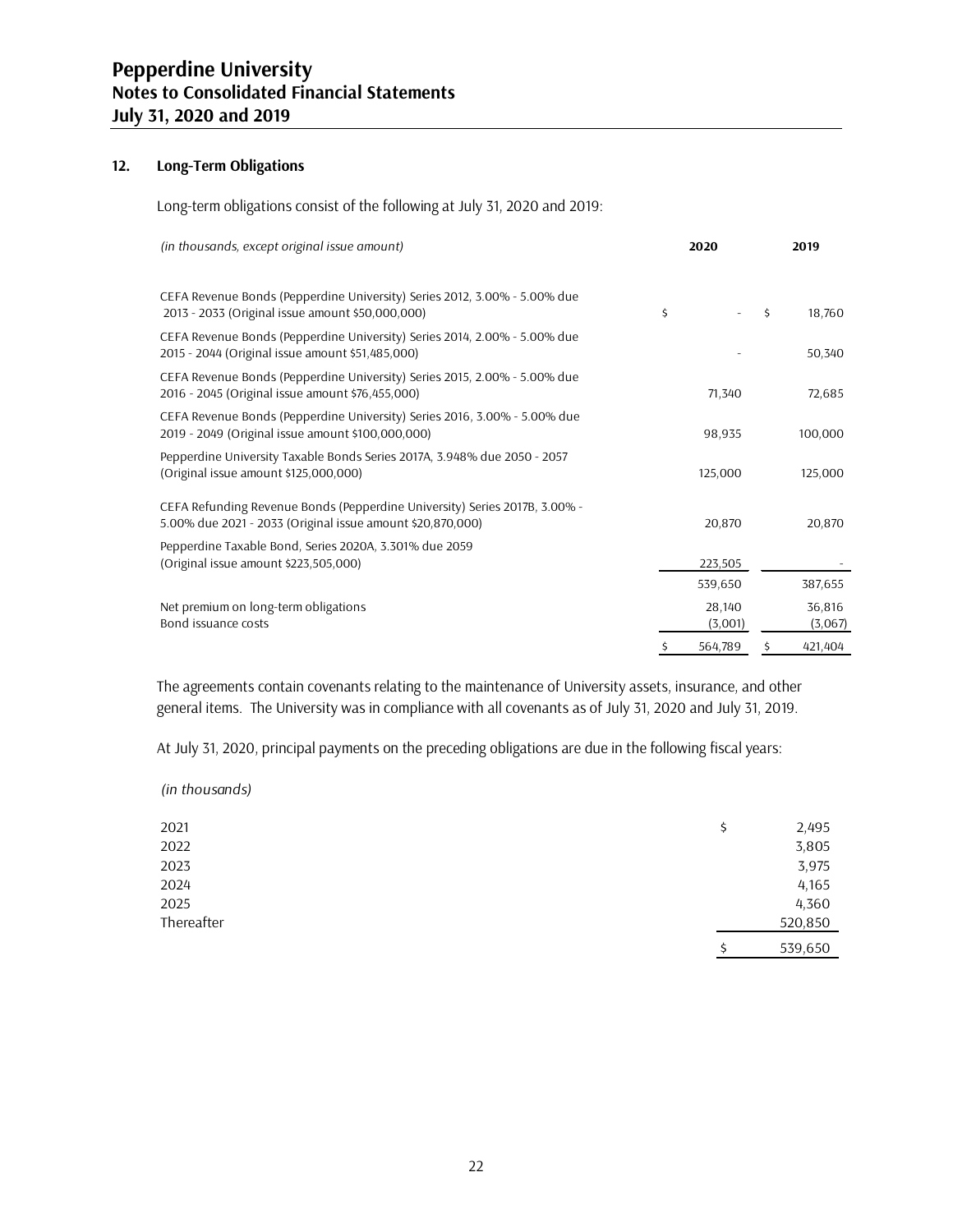## 12. Long-Term Obligations

Long-term obligations consist of the following at July 31, 2020 and 2019:

| *(in thousands, except original issue amount)* | 2020 | 2019 |
|---|---|---|
| CEFA Revenue Bonds (Pepperdine University) Series 2012, 3.00% - 5.00% due 2013 - 2033 (Original issue amount $50,000,000) | $ - | $ 18,760 |
| CEFA Revenue Bonds (Pepperdine University) Series 2014, 2.00% - 5.00% due 2015 - 2044 (Original issue amount $51,485,000) | - | 50,340 |
| CEFA Revenue Bonds (Pepperdine University) Series 2015, 2.00% - 5.00% due 2016 - 2045 (Original issue amount $76,455,000) | 71,340 | 72,685 |
| CEFA Revenue Bonds (Pepperdine University) Series 2016, 3.00% - 5.00% due 2019 - 2049 (Original issue amount $100,000,000) | 98,935 | 100,000 |
| Pepperdine University Taxable Bonds Series 2017A, 3.948% due 2050 - 2057 (Original issue amount $125,000,000) | 125,000 | 125,000 |
| CEFA Refunding Revenue Bonds (Pepperdine University) Series 2017B, 3.00% - 5.00% due 2021 - 2033 (Original issue amount $20,870,000) | 20,870 | 20,870 |
| Pepperdine Taxable Bond, Series 2020A, 3.301% due 2059 (Original issue amount $223,505,000) | 223,505 | - |
| | 539,650 | 387,655 |
| Net premium on long-term obligations | 28,140 | 36,816 |
| Bond issuance costs | (3,001) | (3,067) |
| | $ 564,789 | $ 421,404 |

The agreements contain covenants relating to the maintenance of University assets, insurance, and other general items. The University was in compliance with all covenants as of July 31, 2020 and July 31, 2019.

At July 31, 2020, principal payments on the preceding obligations are due in the following fiscal years:

| *(in thousands)* | |
|---|---|
| 2021 | $ 2,495 |
| 2022 | 3,805 |
| 2023 | 3,975 |
| 2024 | 4,165 |
| 2025 | 4,360 |
| Thereafter | 520,850 |
| | $ 539,650 |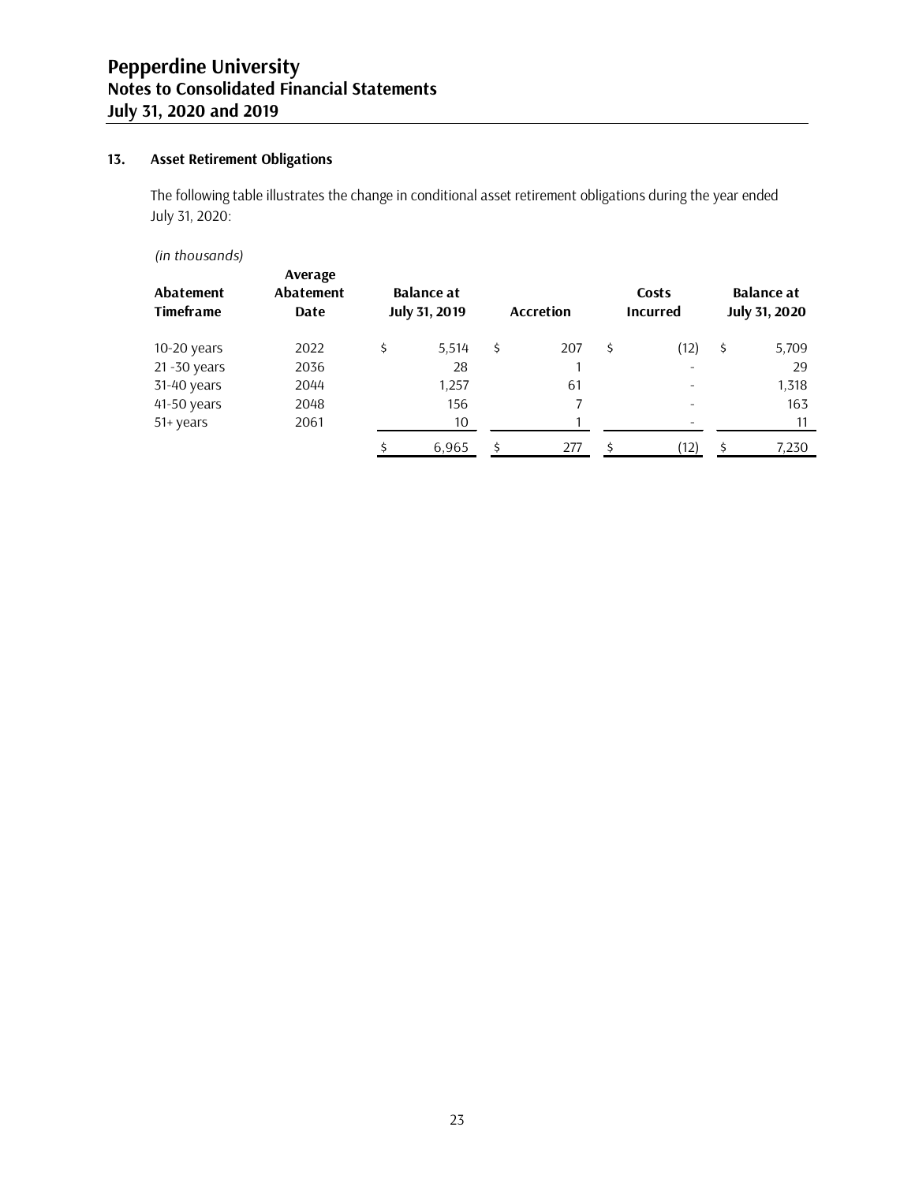### 13. Asset Retirement Obligations

The following table illustrates the change in conditional asset retirement obligations during the year ended July 31, 2020:

*(in thousands)*

| Abatement Timeframe | Average Abatement Date | Balance at July 31, 2019 | Accretion | Costs Incurred | Balance at July 31, 2020 |
|---|---|---|---|---|---|
| 10-20 years | 2022 | $ 5,514 | $ 207 | $ (12) | $ 5,709 |
| 21 -30 years | 2036 | 28 | 1 | - | 29 |
| 31-40 years | 2044 | 1,257 | 61 | - | 1,318 |
| 41-50 years | 2048 | 156 | 7 | - | 163 |
| 51+ years | 2061 | 10 | 1 | - | 11 |
| | | $ 6,965 | $ 277 | $ (12) | $ 7,230 |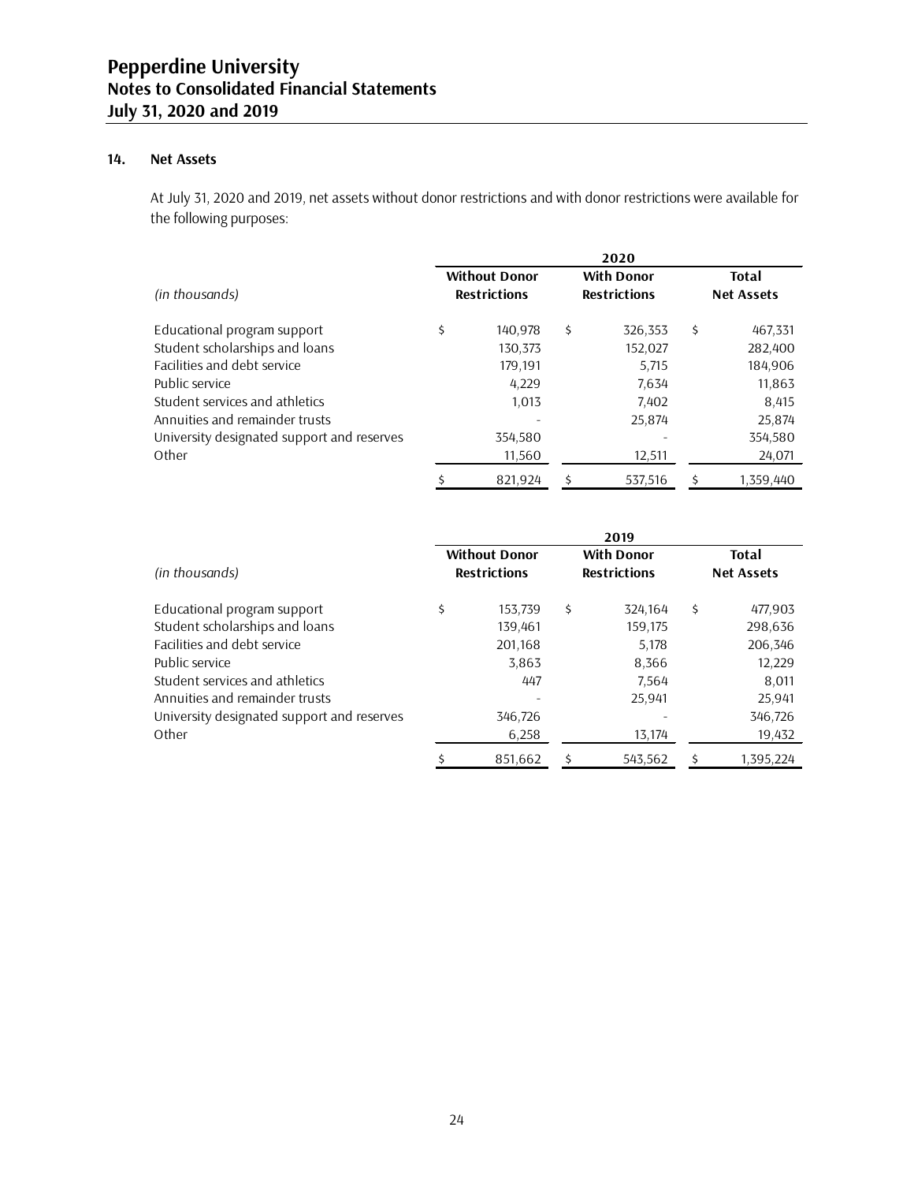## 14. Net Assets

At July 31, 2020 and 2019, net assets without donor restrictions and with donor restrictions were available for the following purposes:

| (in thousands) | 2020 | | |
|---|---|---|---|
| | Without Donor Restrictions | With Donor Restrictions | Total Net Assets |
| Educational program support | $ 140,978 | $ 326,353 | $ 467,331 |
| Student scholarships and loans | 130,373 | 152,027 | 282,400 |
| Facilities and debt service | 179,191 | 5,715 | 184,906 |
| Public service | 4,229 | 7,634 | 11,863 |
| Student services and athletics | 1,013 | 7,402 | 8,415 |
| Annuities and remainder trusts | - | 25,874 | 25,874 |
| University designated support and reserves | 354,580 | - | 354,580 |
| Other | 11,560 | 12,511 | 24,071 |
| | $ 821,924 | $ 537,516 | $ 1,359,440 |

| (in thousands) | 2019 | | |
|---|---|---|---|
| | Without Donor Restrictions | With Donor Restrictions | Total Net Assets |
| Educational program support | $ 153,739 | $ 324,164 | $ 477,903 |
| Student scholarships and loans | 139,461 | 159,175 | 298,636 |
| Facilities and debt service | 201,168 | 5,178 | 206,346 |
| Public service | 3,863 | 8,366 | 12,229 |
| Student services and athletics | 447 | 7,564 | 8,011 |
| Annuities and remainder trusts | - | 25,941 | 25,941 |
| University designated support and reserves | 346,726 | - | 346,726 |
| Other | 6,258 | 13,174 | 19,432 |
| | $ 851,662 | $ 543,562 | $ 1,395,224 |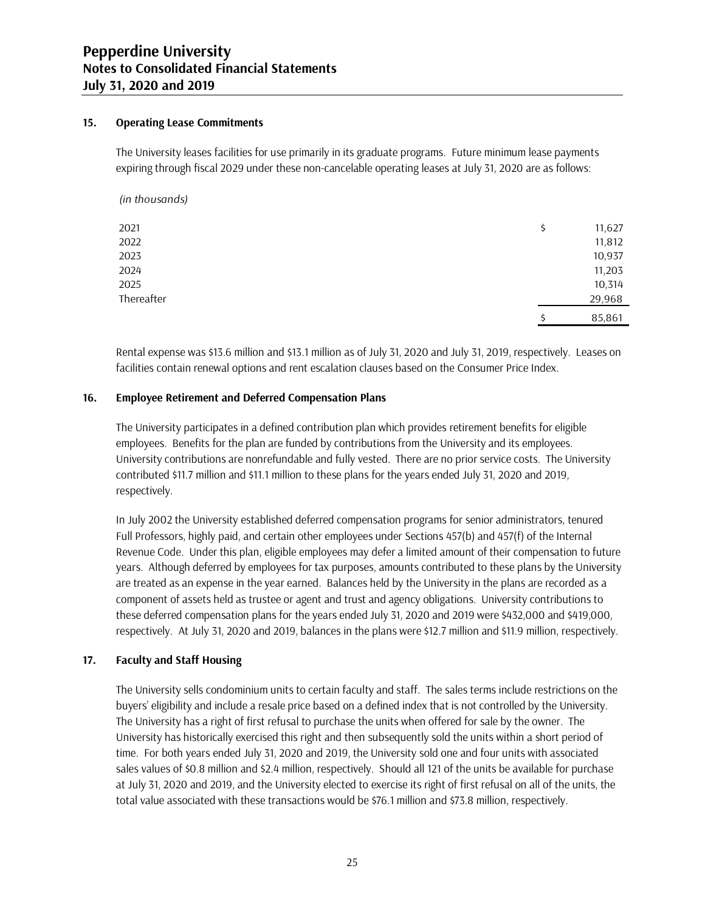## 15. Operating Lease Commitments

The University leases facilities for use primarily in its graduate programs. Future minimum lease payments expiring through fiscal 2029 under these non-cancelable operating leases at July 31, 2020 are as follows:

*(in thousands)*

| | |
|---|---|
| 2021 | $ 11,627 |
| 2022 | 11,812 |
| 2023 | 10,937 |
| 2024 | 11,203 |
| 2025 | 10,314 |
| Thereafter | 29,968 |
| | $ 85,861 |

Rental expense was $13.6 million and $13.1 million as of July 31, 2020 and July 31, 2019, respectively. Leases on facilities contain renewal options and rent escalation clauses based on the Consumer Price Index.

## 16. Employee Retirement and Deferred Compensation Plans

The University participates in a defined contribution plan which provides retirement benefits for eligible employees. Benefits for the plan are funded by contributions from the University and its employees. University contributions are nonrefundable and fully vested. There are no prior service costs. The University contributed $11.7 million and $11.1 million to these plans for the years ended July 31, 2020 and 2019, respectively.

In July 2002 the University established deferred compensation programs for senior administrators, tenured Full Professors, highly paid, and certain other employees under Sections 457(b) and 457(f) of the Internal Revenue Code. Under this plan, eligible employees may defer a limited amount of their compensation to future years. Although deferred by employees for tax purposes, amounts contributed to these plans by the University are treated as an expense in the year earned. Balances held by the University in the plans are recorded as a component of assets held as trustee or agent and trust and agency obligations. University contributions to these deferred compensation plans for the years ended July 31, 2020 and 2019 were $432,000 and $419,000, respectively. At July 31, 2020 and 2019, balances in the plans were $12.7 million and $11.9 million, respectively.

## 17. Faculty and Staff Housing

The University sells condominium units to certain faculty and staff. The sales terms include restrictions on the buyers' eligibility and include a resale price based on a defined index that is not controlled by the University. The University has a right of first refusal to purchase the units when offered for sale by the owner. The University has historically exercised this right and then subsequently sold the units within a short period of time. For both years ended July 31, 2020 and 2019, the University sold one and four units with associated sales values of $0.8 million and $2.4 million, respectively. Should all 121 of the units be available for purchase at July 31, 2020 and 2019, and the University elected to exercise its right of first refusal on all of the units, the total value associated with these transactions would be $76.1 million and $73.8 million, respectively.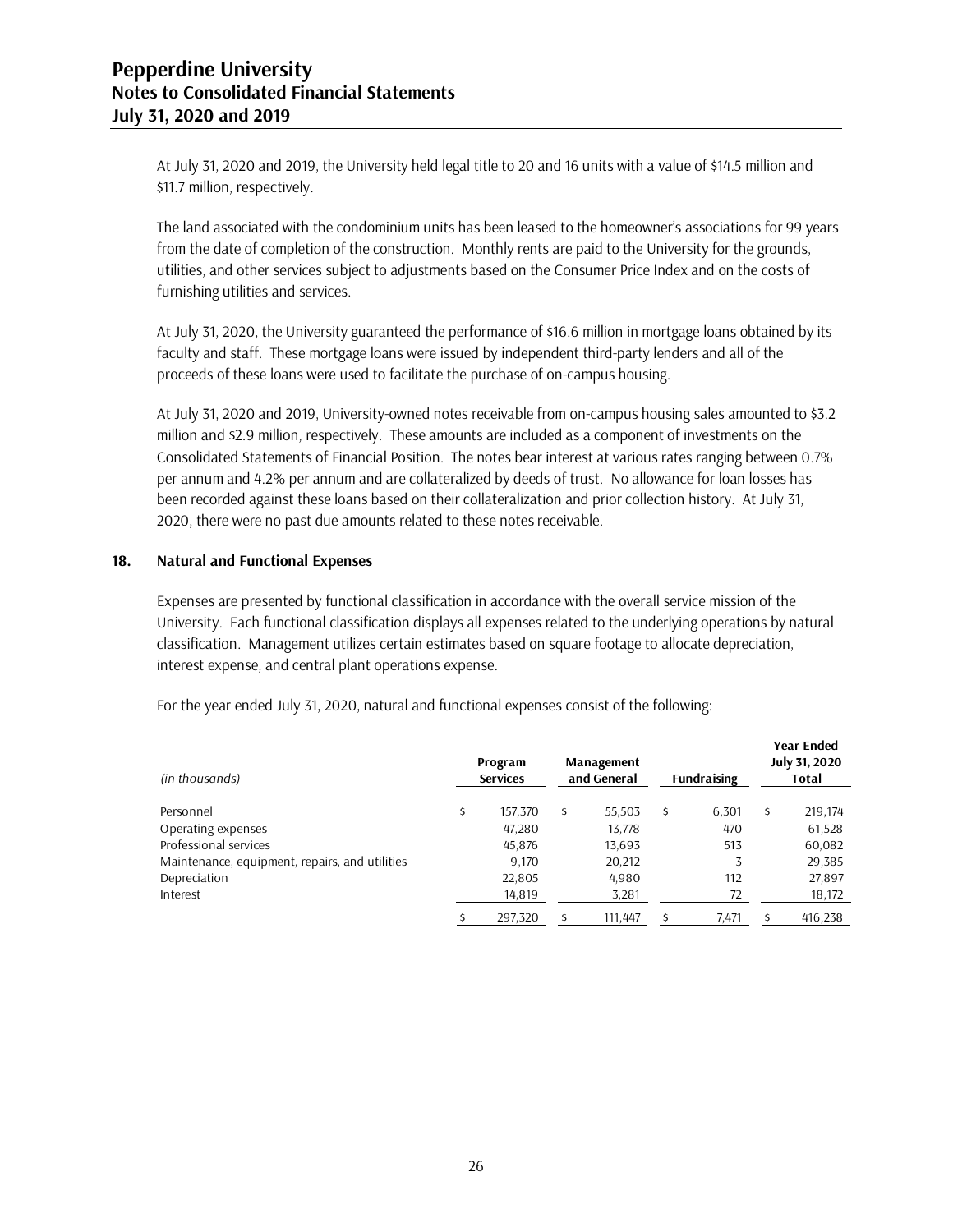At July 31, 2020 and 2019, the University held legal title to 20 and 16 units with a value of $14.5 million and $11.7 million, respectively.

The land associated with the condominium units has been leased to the homeowner's associations for 99 years from the date of completion of the construction. Monthly rents are paid to the University for the grounds, utilities, and other services subject to adjustments based on the Consumer Price Index and on the costs of furnishing utilities and services.

At July 31, 2020, the University guaranteed the performance of $16.6 million in mortgage loans obtained by its faculty and staff. These mortgage loans were issued by independent third-party lenders and all of the proceeds of these loans were used to facilitate the purchase of on-campus housing.

At July 31, 2020 and 2019, University-owned notes receivable from on-campus housing sales amounted to $3.2 million and $2.9 million, respectively. These amounts are included as a component of investments on the Consolidated Statements of Financial Position. The notes bear interest at various rates ranging between 0.7% per annum and 4.2% per annum and are collateralized by deeds of trust. No allowance for loan losses has been recorded against these loans based on their collateralization and prior collection history. At July 31, 2020, there were no past due amounts related to these notes receivable.

## 18. Natural and Functional Expenses

Expenses are presented by functional classification in accordance with the overall service mission of the University. Each functional classification displays all expenses related to the underlying operations by natural classification. Management utilizes certain estimates based on square footage to allocate depreciation, interest expense, and central plant operations expense.

For the year ended July 31, 2020, natural and functional expenses consist of the following:

| *(in thousands)* | Program Services | Management and General | Fundraising | Year Ended July 31, 2020 Total |
|---|---|---|---|---|
| Personnel | $ 157,370 | $ 55,503 | $ 6,301 | $ 219,174 |
| Operating expenses | 47,280 | 13,778 | 470 | 61,528 |
| Professional services | 45,876 | 13,693 | 513 | 60,082 |
| Maintenance, equipment, repairs, and utilities | 9,170 | 20,212 | 3 | 29,385 |
| Depreciation | 22,805 | 4,980 | 112 | 27,897 |
| Interest | 14,819 | 3,281 | 72 | 18,172 |
| | $ 297,320 | $ 111,447 | $ 7,471 | $ 416,238 |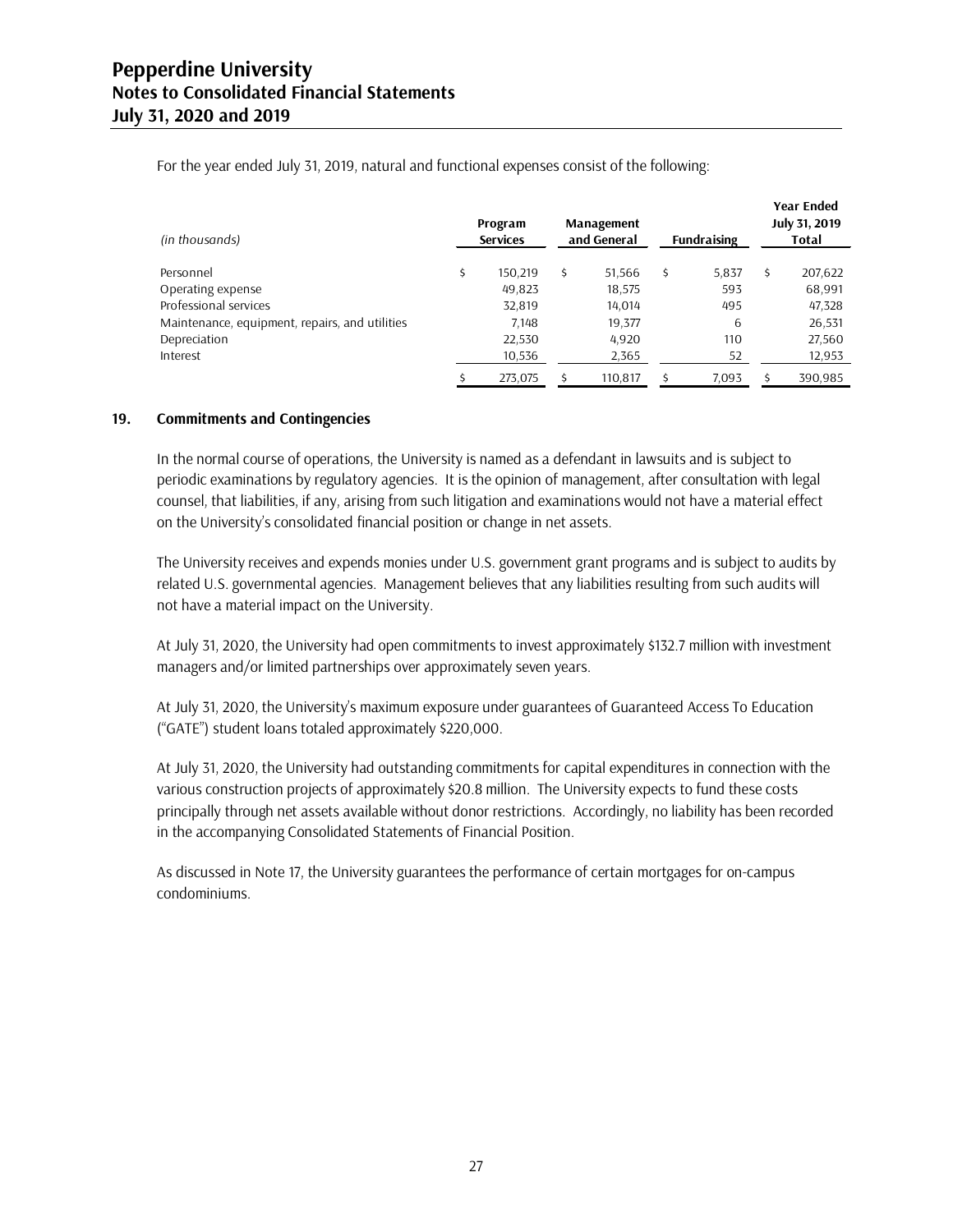For the year ended July 31, 2019, natural and functional expenses consist of the following:

| *(in thousands)* | Program Services | Management and General | Fundraising | Year Ended July 31, 2019 Total |
|---|---|---|---|---|
| Personnel | $ 150,219 | $ 51,566 | $ 5,837 | $ 207,622 |
| Operating expense | 49,823 | 18,575 | 593 | 68,991 |
| Professional services | 32,819 | 14,014 | 495 | 47,328 |
| Maintenance, equipment, repairs, and utilities | 7,148 | 19,377 | 6 | 26,531 |
| Depreciation | 22,530 | 4,920 | 110 | 27,560 |
| Interest | 10,536 | 2,365 | 52 | 12,953 |
| | $ 273,075 | $ 110,817 | $ 7,093 | $ 390,985 |

## 19. Commitments and Contingencies

In the normal course of operations, the University is named as a defendant in lawsuits and is subject to periodic examinations by regulatory agencies. It is the opinion of management, after consultation with legal counsel, that liabilities, if any, arising from such litigation and examinations would not have a material effect on the University's consolidated financial position or change in net assets.

The University receives and expends monies under U.S. government grant programs and is subject to audits by related U.S. governmental agencies. Management believes that any liabilities resulting from such audits will not have a material impact on the University.

At July 31, 2020, the University had open commitments to invest approximately $132.7 million with investment managers and/or limited partnerships over approximately seven years.

At July 31, 2020, the University's maximum exposure under guarantees of Guaranteed Access To Education ("GATE") student loans totaled approximately $220,000.

At July 31, 2020, the University had outstanding commitments for capital expenditures in connection with the various construction projects of approximately $20.8 million. The University expects to fund these costs principally through net assets available without donor restrictions. Accordingly, no liability has been recorded in the accompanying Consolidated Statements of Financial Position.

As discussed in Note 17, the University guarantees the performance of certain mortgages for on-campus condominiums.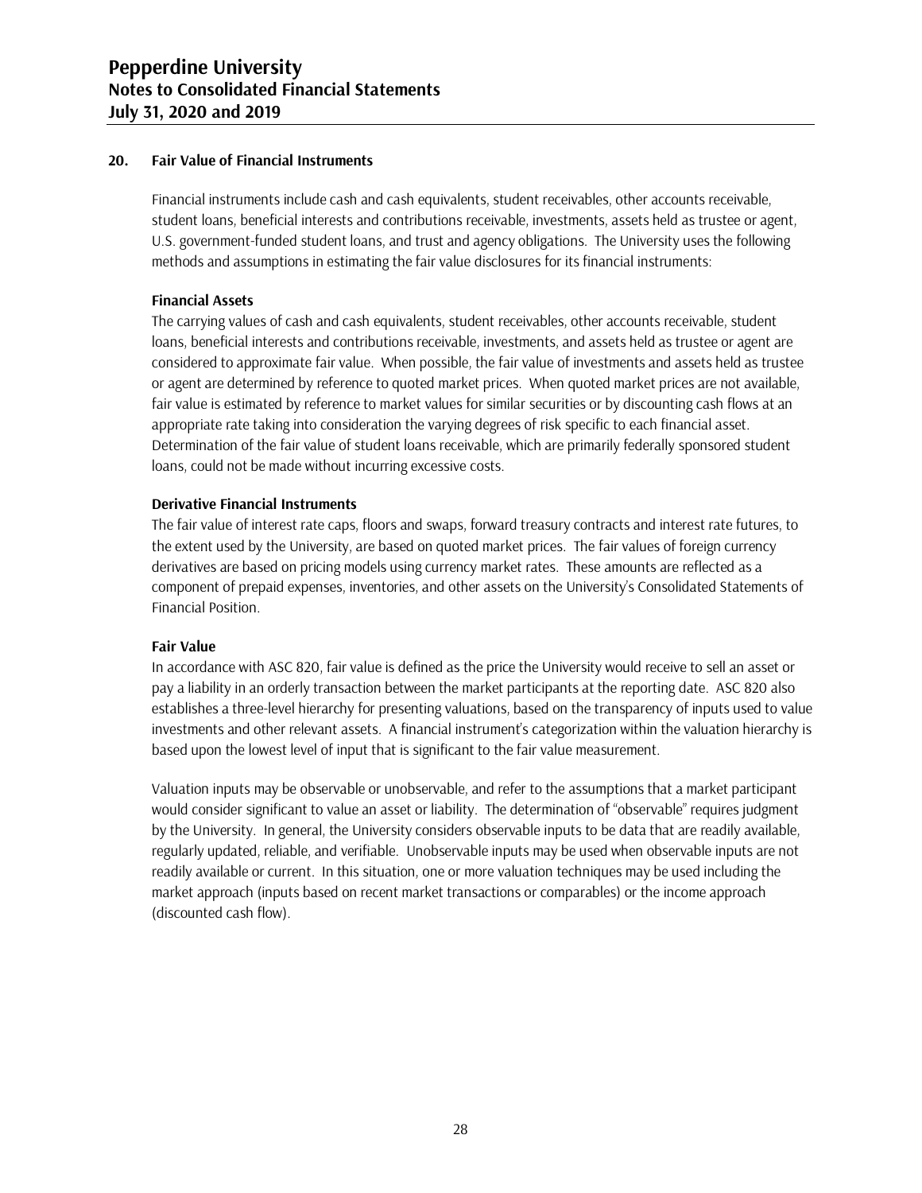## 20. Fair Value of Financial Instruments

Financial instruments include cash and cash equivalents, student receivables, other accounts receivable, student loans, beneficial interests and contributions receivable, investments, assets held as trustee or agent, U.S. government-funded student loans, and trust and agency obligations. The University uses the following methods and assumptions in estimating the fair value disclosures for its financial instruments:

### Financial Assets

The carrying values of cash and cash equivalents, student receivables, other accounts receivable, student loans, beneficial interests and contributions receivable, investments, and assets held as trustee or agent are considered to approximate fair value. When possible, the fair value of investments and assets held as trustee or agent are determined by reference to quoted market prices. When quoted market prices are not available, fair value is estimated by reference to market values for similar securities or by discounting cash flows at an appropriate rate taking into consideration the varying degrees of risk specific to each financial asset. Determination of the fair value of student loans receivable, which are primarily federally sponsored student loans, could not be made without incurring excessive costs.

### Derivative Financial Instruments

The fair value of interest rate caps, floors and swaps, forward treasury contracts and interest rate futures, to the extent used by the University, are based on quoted market prices. The fair values of foreign currency derivatives are based on pricing models using currency market rates. These amounts are reflected as a component of prepaid expenses, inventories, and other assets on the University's Consolidated Statements of Financial Position.

### Fair Value

In accordance with ASC 820, fair value is defined as the price the University would receive to sell an asset or pay a liability in an orderly transaction between the market participants at the reporting date. ASC 820 also establishes a three-level hierarchy for presenting valuations, based on the transparency of inputs used to value investments and other relevant assets. A financial instrument's categorization within the valuation hierarchy is based upon the lowest level of input that is significant to the fair value measurement.

Valuation inputs may be observable or unobservable, and refer to the assumptions that a market participant would consider significant to value an asset or liability. The determination of "observable" requires judgment by the University. In general, the University considers observable inputs to be data that are readily available, regularly updated, reliable, and verifiable. Unobservable inputs may be used when observable inputs are not readily available or current. In this situation, one or more valuation techniques may be used including the market approach (inputs based on recent market transactions or comparables) or the income approach (discounted cash flow).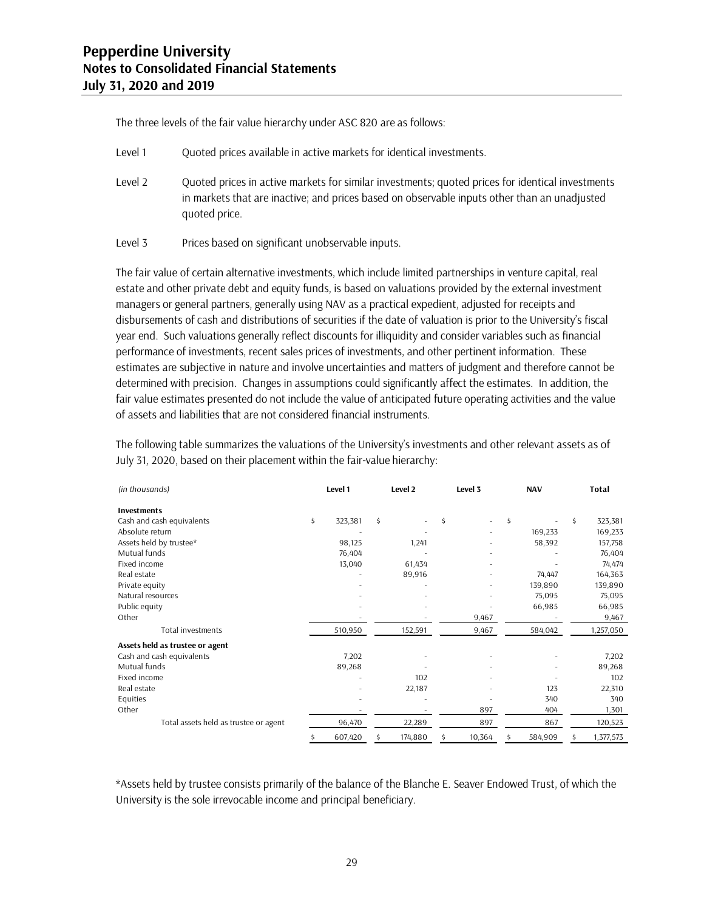The three levels of the fair value hierarchy under ASC 820 are as follows:

Level 1 Quoted prices available in active markets for identical investments.

Level 2 Quoted prices in active markets for similar investments; quoted prices for identical investments in markets that are inactive; and prices based on observable inputs other than an unadjusted quoted price.

Level 3 Prices based on significant unobservable inputs.

The fair value of certain alternative investments, which include limited partnerships in venture capital, real estate and other private debt and equity funds, is based on valuations provided by the external investment managers or general partners, generally using NAV as a practical expedient, adjusted for receipts and disbursements of cash and distributions of securities if the date of valuation is prior to the University's fiscal year end. Such valuations generally reflect discounts for illiquidity and consider variables such as financial performance of investments, recent sales prices of investments, and other pertinent information. These estimates are subjective in nature and involve uncertainties and matters of judgment and therefore cannot be determined with precision. Changes in assumptions could significantly affect the estimates. In addition, the fair value estimates presented do not include the value of anticipated future operating activities and the value of assets and liabilities that are not considered financial instruments.

The following table summarizes the valuations of the University's investments and other relevant assets as of July 31, 2020, based on their placement within the fair-value hierarchy:

| *(in thousands)* | Level 1 | Level 2 | Level 3 | NAV | Total |
|---|---|---|---|---|---|
| **Investments** | | | | | |
| Cash and cash equivalents | $ 323,381 | $ - | $ - | $ - | $ 323,381 |
| Absolute return | - | - | - | 169,233 | 169,233 |
| Assets held by trustee* | 98,125 | 1,241 | - | 58,392 | 157,758 |
| Mutual funds | 76,404 | - | - | - | 76,404 |
| Fixed income | 13,040 | 61,434 | - | - | 74,474 |
| Real estate | - | 89,916 | - | 74,447 | 164,363 |
| Private equity | - | - | - | 139,890 | 139,890 |
| Natural resources | - | - | - | 75,095 | 75,095 |
| Public equity | - | - | - | 66,985 | 66,985 |
| Other | - | - | 9,467 | - | 9,467 |
| Total investments | 510,950 | 152,591 | 9,467 | 584,042 | 1,257,050 |
| **Assets held as trustee or agent** | | | | | |
| Cash and cash equivalents | 7,202 | - | - | - | 7,202 |
| Mutual funds | 89,268 | - | - | - | 89,268 |
| Fixed income | - | 102 | - | - | 102 |
| Real estate | - | 22,187 | - | 123 | 22,310 |
| Equities | - | - | - | 340 | 340 |
| Other | - | - | 897 | 404 | 1,301 |
| Total assets held as trustee or agent | 96,470 | 22,289 | 897 | 867 | 120,523 |
| | $ 607,420 | $ 174,880 | $ 10,364 | $ 584,909 | $ 1,377,573 |

*Assets held by trustee consists primarily of the balance of the Blanche E. Seaver Endowed Trust, of which the University is the sole irrevocable income and principal beneficiary.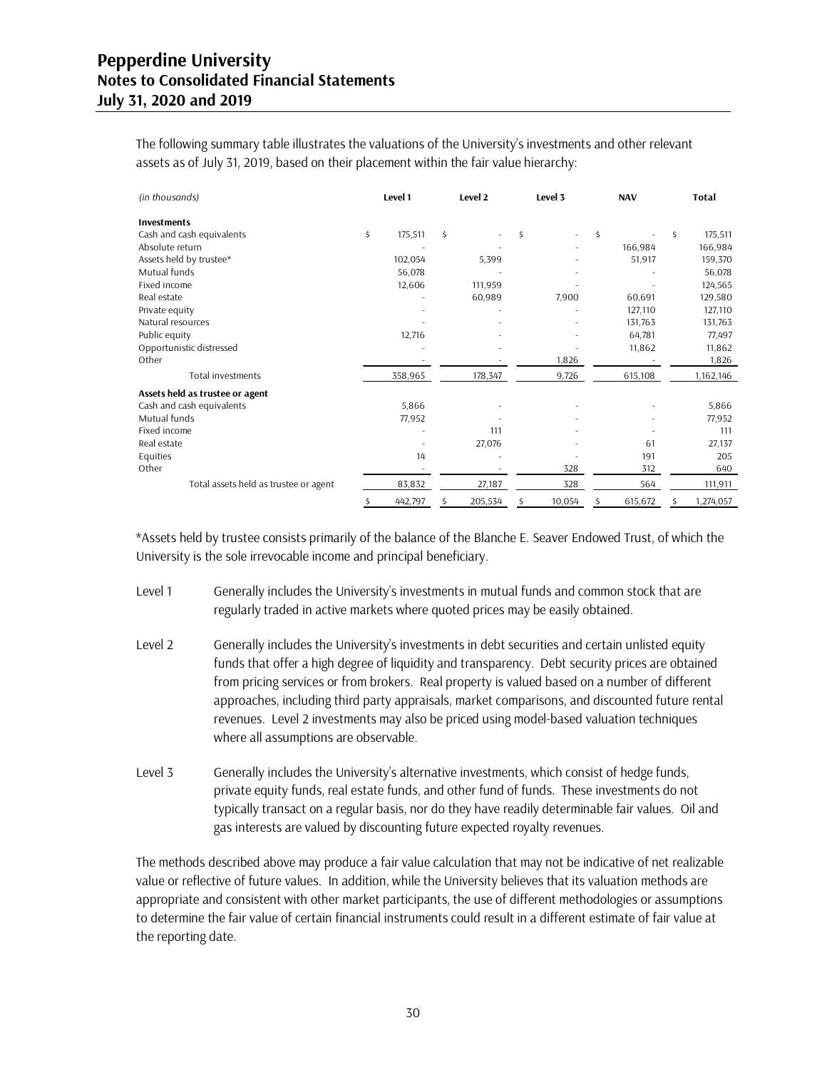The following summary table illustrates the valuations of the University's investments and other relevant assets as of July 31, 2019, based on their placement within the fair value hierarchy:

| *(in thousands)* | Level 1 | Level 2 | Level 3 | NAV | Total |
|---|---|---|---|---|---|
| **Investments** | | | | | |
| Cash and cash equivalents | $ 175,511 | $ - | $ - | $ - | $ 175,511 |
| Absolute return | - | - | - | 166,984 | 166,984 |
| Assets held by trustee* | 102,054 | 5,399 | - | 51,917 | 159,370 |
| Mutual funds | 56,078 | - | - | - | 56,078 |
| Fixed income | 12,606 | 111,959 | - | - | 124,565 |
| Real estate | - | 60,989 | 7,900 | 60,691 | 129,580 |
| Private equity | - | - | - | 127,110 | 127,110 |
| Natural resources | - | - | - | 131,763 | 131,763 |
| Public equity | 12,716 | - | - | 64,781 | 77,497 |
| Opportunistic distressed | - | - | - | 11,862 | 11,862 |
| Other | - | - | 1,826 | - | 1,826 |
| Total investments | 358,965 | 178,347 | 9,726 | 615,108 | 1,162,146 |
| **Assets held as trustee or agent** | | | | | |
| Cash and cash equivalents | 5,866 | - | - | - | 5,866 |
| Mutual funds | 77,952 | - | - | - | 77,952 |
| Fixed income | - | 111 | - | - | 111 |
| Real estate | - | 27,076 | - | 61 | 27,137 |
| Equities | 14 | - | - | 191 | 205 |
| Other | - | - | 328 | 312 | 640 |
| Total assets held as trustee or agent | 83,832 | 27,187 | 328 | 564 | 111,911 |
| | $ 442,797 | $ 205,534 | $ 10,054 | $ 615,672 | $ 1,274,057 |

*Assets held by trustee consists primarily of the balance of the Blanche E. Seaver Endowed Trust, of which the University is the sole irrevocable income and principal beneficiary.

Level 1 — Generally includes the University's investments in mutual funds and common stock that are regularly traded in active markets where quoted prices may be easily obtained.

Level 2 — Generally includes the University's investments in debt securities and certain unlisted equity funds that offer a high degree of liquidity and transparency. Debt security prices are obtained from pricing services or from brokers. Real property is valued based on a number of different approaches, including third party appraisals, market comparisons, and discounted future rental revenues. Level 2 investments may also be priced using model-based valuation techniques where all assumptions are observable.

Level 3 — Generally includes the University's alternative investments, which consist of hedge funds, private equity funds, real estate funds, and other fund of funds. These investments do not typically transact on a regular basis, nor do they have readily determinable fair values. Oil and gas interests are valued by discounting future expected royalty revenues.

The methods described above may produce a fair value calculation that may not be indicative of net realizable value or reflective of future values. In addition, while the University believes that its valuation methods are appropriate and consistent with other market participants, the use of different methodologies or assumptions to determine the fair value of certain financial instruments could result in a different estimate of fair value at the reporting date.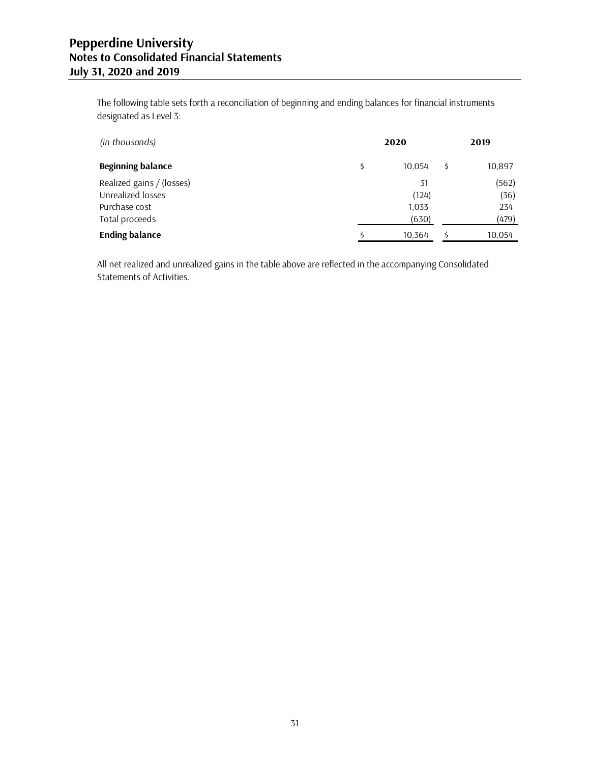The following table sets forth a reconciliation of beginning and ending balances for financial instruments designated as Level 3:

| *(in thousands)* | 2020 | 2019 |
|---|---|---|
| **Beginning balance** | $ 10,054 | $ 10,897 |
| Realized gains / (losses) | 31 | (562) |
| Unrealized losses | (124) | (36) |
| Purchase cost | 1,033 | 234 |
| Total proceeds | (630) | (479) |
| **Ending balance** | $ 10,364 | $ 10,054 |

All net realized and unrealized gains in the table above are reflected in the accompanying Consolidated Statements of Activities.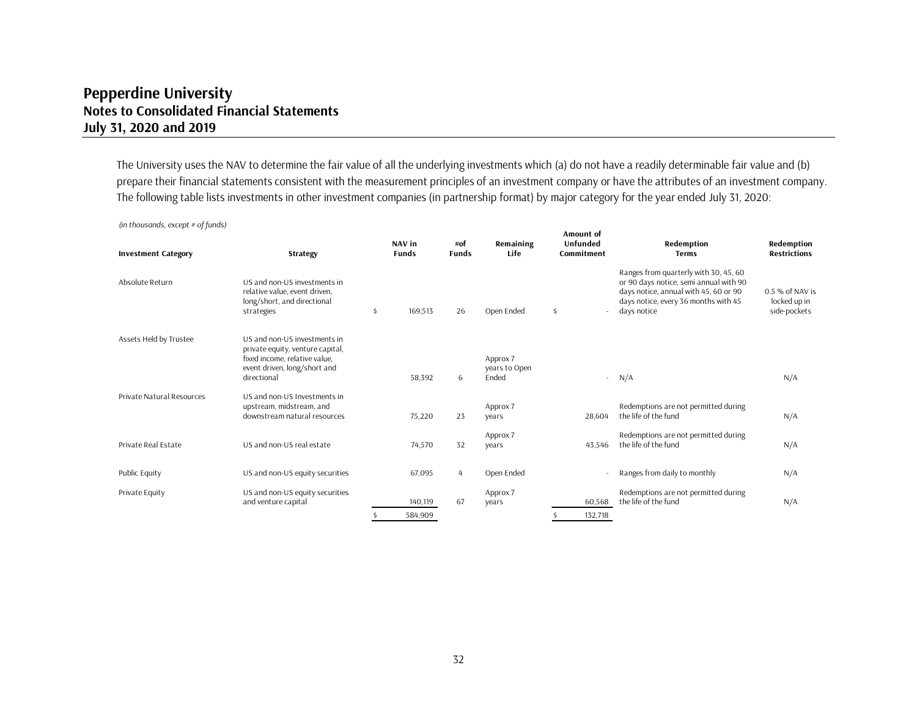# Pepperdine University
## Notes to Consolidated Financial Statements
## July 31, 2020 and 2019

The University uses the NAV to determine the fair value of all the underlying investments which (a) do not have a readily determinable fair value and (b) prepare their financial statements consistent with the measurement principles of an investment company or have the attributes of an investment company. The following table lists investments in other investment companies (in partnership format) by major category for the year ended July 31, 2020:

*(in thousands, except # of funds)*

| Investment Category | Strategy | NAV in Funds | #of Funds | Remaining Life | Amount of Unfunded Commitment | Redemption Terms | Redemption Restrictions |
|---|---|---|---|---|---|---|---|
| Absolute Return | US and non-US investments in relative value, event driven, long/short, and directional strategies | $ 169,513 | 26 | Open Ended | $ - | Ranges from quarterly with 30, 45, 60 or 90 days notice, semi annual with 90 days notice, annual with 45, 60 or 90 days notice, every 36 months with 45 days notice | 0.5 % of NAV is locked up in side-pockets |
| Assets Held by Trustee | US and non-US investments in private equity, venture capital, fixed income, relative value, event driven, long/short and directional | 58,392 | 6 | Approx 7 years to Open Ended | - | N/A | N/A |
| Private Natural Resources | US and non-US Investments in upstream, midstream, and downstream natural resources | 75,220 | 23 | Approx 7 years | 28,604 | Redemptions are not permitted during the life of the fund | N/A |
| Private Real Estate | US and non-US real estate | 74,570 | 32 | Approx 7 years | 43,546 | Redemptions are not permitted during the life of the fund | N/A |
| Public Equity | US and non-US equity securities | 67,095 | 4 | Open Ended | - | Ranges from daily to monthly | N/A |
| Private Equity | US and non-US equity securities and venture capital | 140,119 | 67 | Approx 7 years | 60,568 | Redemptions are not permitted during the life of the fund | N/A |
| | | $ 584,909 | | | $ 132,718 | | |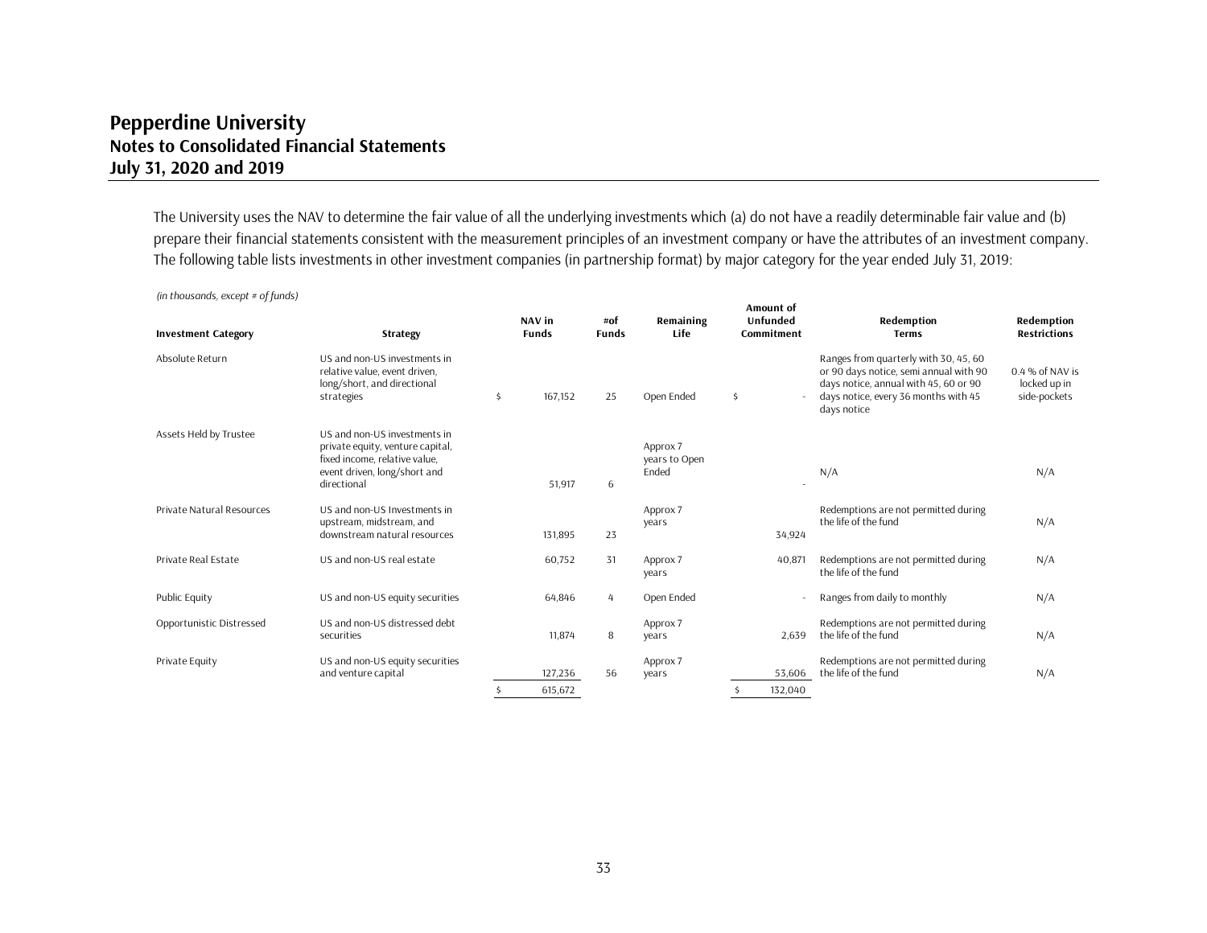The University uses the NAV to determine the fair value of all the underlying investments which (a) do not have a readily determinable fair value and (b) prepare their financial statements consistent with the measurement principles of an investment company or have the attributes of an investment company. The following table lists investments in other investment companies (in partnership format) by major category for the year ended July 31, 2019:

*(in thousands, except # of funds)*

| Investment Category | Strategy | NAV in Funds | #of Funds | Remaining Life | Amount of Unfunded Commitment | Redemption Terms | Redemption Restrictions |
|---|---|---|---|---|---|---|---|
| Absolute Return | US and non-US investments in relative value, event driven, long/short, and directional strategies | $ 167,152 | 25 | Open Ended | $ - | Ranges from quarterly with 30, 45, 60 or 90 days notice, semi annual with 90 days notice, annual with 45, 60 or 90 days notice, every 36 months with 45 days notice | 0.4 % of NAV is locked up in side-pockets |
| Assets Held by Trustee | US and non-US investments in private equity, venture capital, fixed income, relative value, event driven, long/short and directional | 51,917 | 6 | Approx 7 years to Open Ended | - | N/A | N/A |
| Private Natural Resources | US and non-US Investments in upstream, midstream, and downstream natural resources | 131,895 | 23 | Approx 7 years | 34,924 | Redemptions are not permitted during the life of the fund | N/A |
| Private Real Estate | US and non-US real estate | 60,752 | 31 | Approx 7 years | 40,871 | Redemptions are not permitted during the life of the fund | N/A |
| Public Equity | US and non-US equity securities | 64,846 | 4 | Open Ended | - | Ranges from daily to monthly | N/A |
| Opportunistic Distressed | US and non-US distressed debt securities | 11,874 | 8 | Approx 7 years | 2,639 | Redemptions are not permitted during the life of the fund | N/A |
| Private Equity | US and non-US equity securities and venture capital | 127,236 | 56 | Approx 7 years | 53,606 | Redemptions are not permitted during the life of the fund | N/A |
| | | $ 615,672 | | | $ 132,040 | | |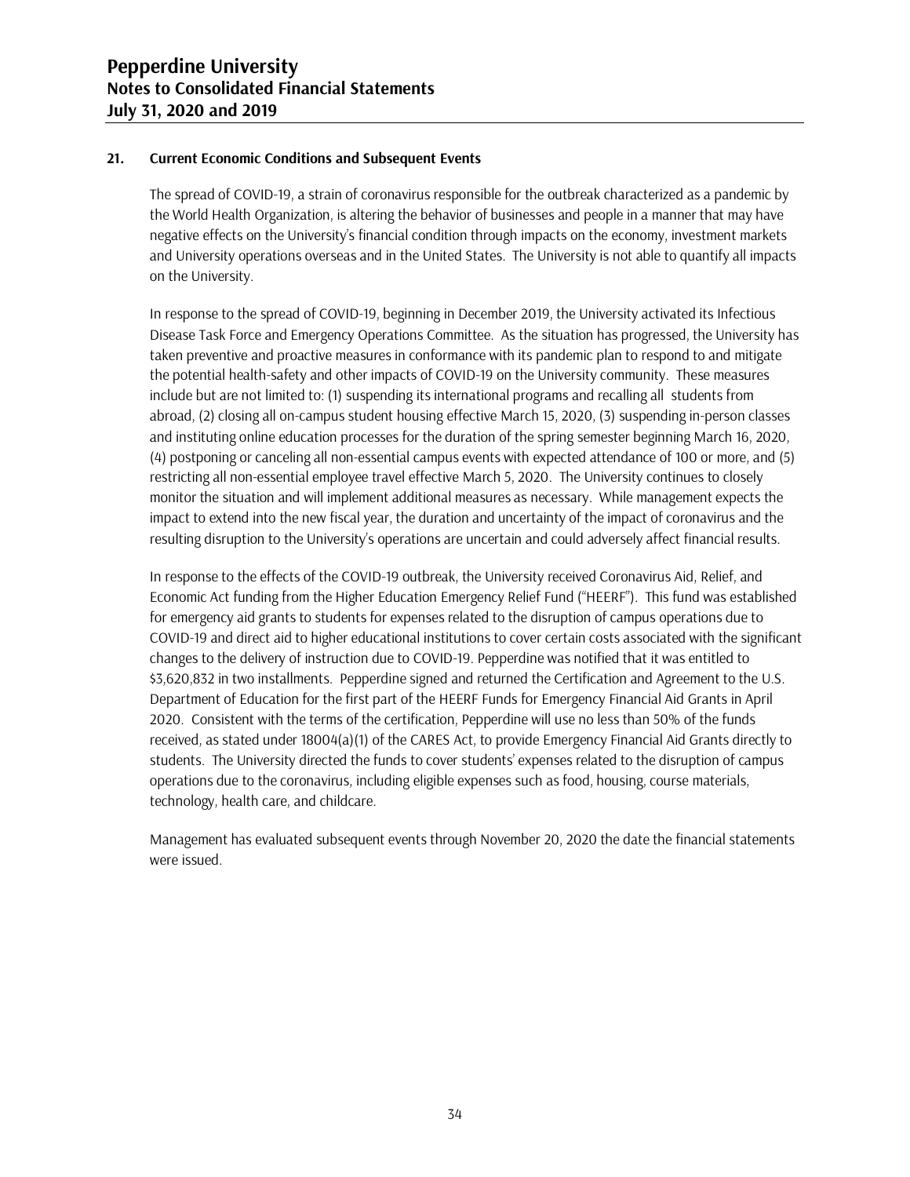## 21. Current Economic Conditions and Subsequent Events

The spread of COVID-19, a strain of coronavirus responsible for the outbreak characterized as a pandemic by the World Health Organization, is altering the behavior of businesses and people in a manner that may have negative effects on the University's financial condition through impacts on the economy, investment markets and University operations overseas and in the United States. The University is not able to quantify all impacts on the University.

In response to the spread of COVID-19, beginning in December 2019, the University activated its Infectious Disease Task Force and Emergency Operations Committee. As the situation has progressed, the University has taken preventive and proactive measures in conformance with its pandemic plan to respond to and mitigate the potential health-safety and other impacts of COVID-19 on the University community. These measures include but are not limited to: (1) suspending its international programs and recalling all students from abroad, (2) closing all on-campus student housing effective March 15, 2020, (3) suspending in-person classes and instituting online education processes for the duration of the spring semester beginning March 16, 2020, (4) postponing or canceling all non-essential campus events with expected attendance of 100 or more, and (5) restricting all non-essential employee travel effective March 5, 2020. The University continues to closely monitor the situation and will implement additional measures as necessary. While management expects the impact to extend into the new fiscal year, the duration and uncertainty of the impact of coronavirus and the resulting disruption to the University's operations are uncertain and could adversely affect financial results.

In response to the effects of the COVID-19 outbreak, the University received Coronavirus Aid, Relief, and Economic Act funding from the Higher Education Emergency Relief Fund ("HEERF"). This fund was established for emergency aid grants to students for expenses related to the disruption of campus operations due to COVID-19 and direct aid to higher educational institutions to cover certain costs associated with the significant changes to the delivery of instruction due to COVID-19. Pepperdine was notified that it was entitled to $3,620,832 in two installments. Pepperdine signed and returned the Certification and Agreement to the U.S. Department of Education for the first part of the HEERF Funds for Emergency Financial Aid Grants in April 2020. Consistent with the terms of the certification, Pepperdine will use no less than 50% of the funds received, as stated under 18004(a)(1) of the CARES Act, to provide Emergency Financial Aid Grants directly to students. The University directed the funds to cover students' expenses related to the disruption of campus operations due to the coronavirus, including eligible expenses such as food, housing, course materials, technology, health care, and childcare.

Management has evaluated subsequent events through November 20, 2020 the date the financial statements were issued.